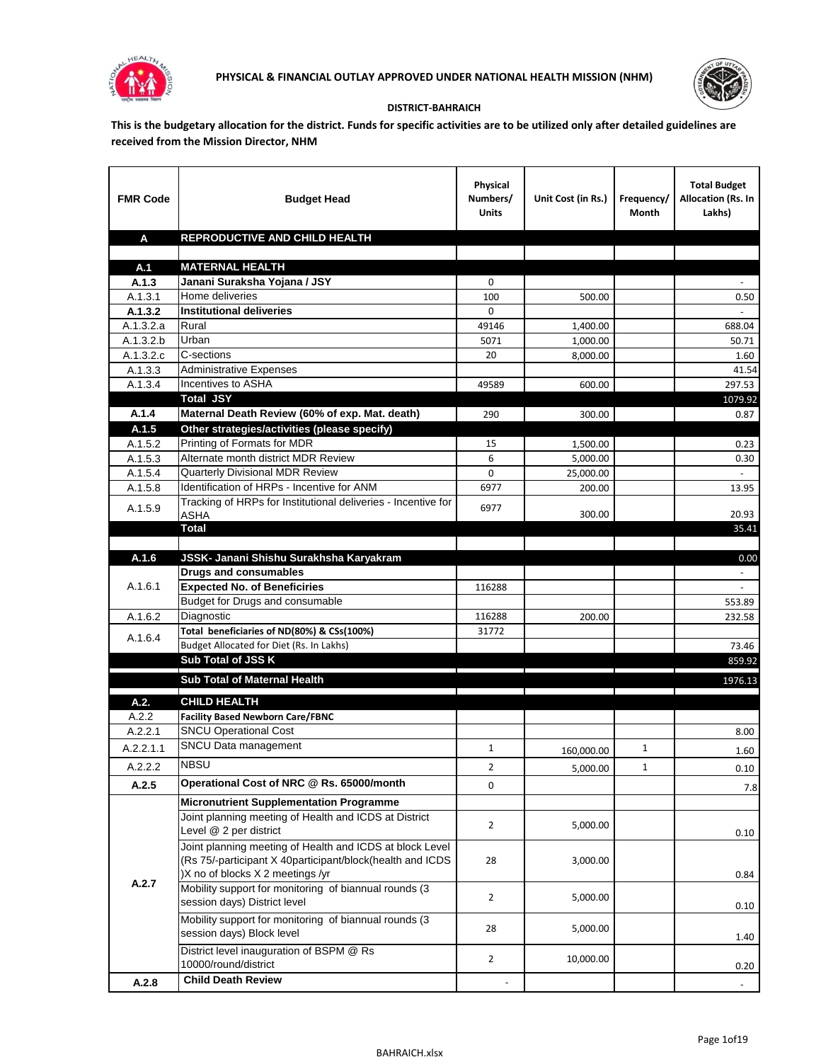# PHYSICAL & FINANCIAL OUTLAY APPROVED UNDER NATIONAL HEALTH MISSION (NHM)

**DISTRICT-BAHRAICH**

**This is the budgetary allocation for the district. Funds for specific activities are to be utilized only after detailed guidelines are received from the Mission Director, NHM**

| FMR Code | Budget Head | Physical Numbers/ Units | Unit Cost (in Rs.) | Frequency/ Month | Total Budget Allocation (Rs. In Lakhs) |
|---|---|---|---|---|---|
| **A** | **REPRODUCTIVE AND CHILD HEALTH** | | | | |
| | | | | | |
| **A.1** | **MATERNAL HEALTH** | | | | |
| **A.1.3** | **Janani Suraksha Yojana / JSY** | 0 | | | - |
| A.1.3.1 | Home deliveries | 100 | 500.00 | | 0.50 |
| **A.1.3.2** | **Institutional deliveries** | 0 | | | - |
| A.1.3.2.a | Rural | 49146 | 1,400.00 | | 688.04 |
| A.1.3.2.b | Urban | 5071 | 1,000.00 | | 50.71 |
| A.1.3.2.c | C-sections | 20 | 8,000.00 | | 1.60 |
| A.1.3.3 | Administrative Expenses | | | | 41.54 |
| A.1.3.4 | Incentives to ASHA | 49589 | 600.00 | | 297.53 |
| | **Total JSY** | | | | 1079.92 |
| **A.1.4** | **Maternal Death Review (60% of exp. Mat. death)** | 290 | 300.00 | | 0.87 |
| **A.1.5** | **Other strategies/activities (please specify)** | | | | |
| A.1.5.2 | Printing of Formats for MDR | 15 | 1,500.00 | | 0.23 |
| A.1.5.3 | Alternate month district MDR Review | 6 | 5,000.00 | | 0.30 |
| A.1.5.4 | Quarterly Divisional MDR Review | 0 | 25,000.00 | | - |
| A.1.5.8 | Identification of HRPs - Incentive for ANM | 6977 | 200.00 | | 13.95 |
| A.1.5.9 | Tracking of HRPs for Institutional deliveries - Incentive for ASHA | 6977 | 300.00 | | 20.93 |
| | **Total** | | | | 35.41 |
| | | | | | |
| **A.1.6** | **JSSK- Janani Shishu Surakhsha Karyakram** | | | | 0.00 |
| A.1.6.1 | **Drugs and consumables** | | | | - |
| | **Expected No. of Beneficiries** | 116288 | | | - |
| | Budget for Drugs and consumable | | | | 553.89 |
| A.1.6.2 | Diagnostic | 116288 | 200.00 | | 232.58 |
| A.1.6.4 | **Total beneficiaries of ND(80%) & CSs(100%)** | 31772 | | | |
| | Budget Allocated for Diet (Rs. In Lakhs) | | | | 73.46 |
| | **Sub Total of JSS K** | | | | 859.92 |
| | **Sub Total of Maternal Health** | | | | 1976.13 |
| **A.2.** | **CHILD HEALTH** | | | | |
| A.2.2 | **Facility Based Newborn Care/FBNC** | | | | |
| A.2.2.1 | SNCU Operational Cost | | | | 8.00 |
| A.2.2.1.1 | SNCU Data management | 1 | 160,000.00 | 1 | 1.60 |
| A.2.2.2 | NBSU | 2 | 5,000.00 | 1 | 0.10 |
| **A.2.5** | **Operational Cost of NRC @ Rs. 65000/month** | 0 | | | 7.8 |
| A.2.7 | **Micronutrient Supplementation Programme** | | | | |
| | Joint planning meeting of Health and ICDS at District Level @ 2 per district | 2 | 5,000.00 | | 0.10 |
| | Joint planning meeting of Health and ICDS at block Level (Rs 75/-participant X 40participant/block(health and ICDS )X no of blocks X 2 meetings /yr | 28 | 3,000.00 | | 0.84 |
| | Mobility support for monitoring of biannual rounds (3 session days) District level | 2 | 5,000.00 | | 0.10 |
| | Mobility support for monitoring of biannual rounds (3 session days) Block level | 28 | 5,000.00 | | 1.40 |
| | District level inauguration of BSPM @ Rs 10000/round/district | 2 | 10,000.00 | | 0.20 |
| **A.2.8** | **Child Death Review** | - | | | - |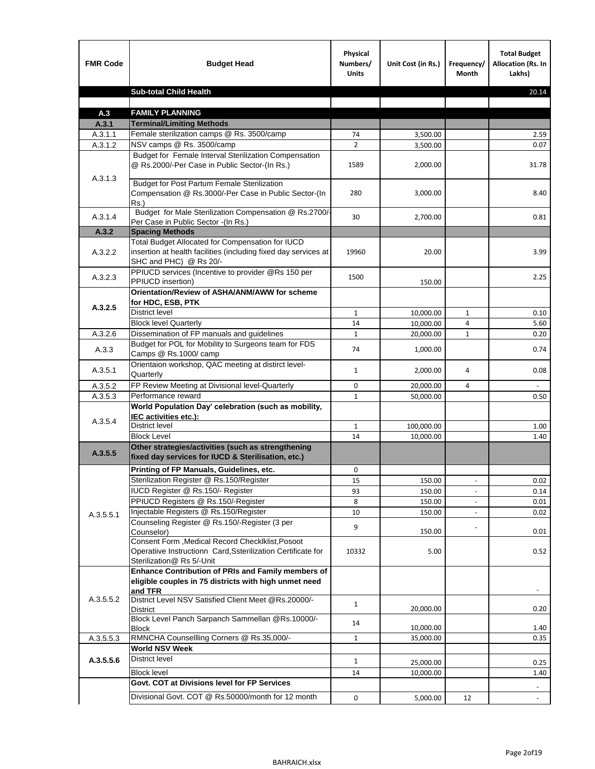| FMR Code | Budget Head | Physical Numbers/ Units | Unit Cost (in Rs.) | Frequency/ Month | Total Budget Allocation (Rs. In Lakhs) |
|---|---|---|---|---|---|
| | **Sub-total Child Health** | | | | 20.14 |
| | | | | | |
| **A.3** | **FAMILY PLANNING** | | | | |
| **A.3.1** | **Terminal/Limiting Methods** | | | | |
| A.3.1.1 | Female sterilization camps @ Rs. 3500/camp | 74 | 3,500.00 | | 2.59 |
| A.3.1.2 | NSV camps @ Rs. 3500/camp | 2 | 3,500.00 | | 0.07 |
| A.3.1.3 | Budget for Female Interval Sterilization Compensation @ Rs.2000/-Per Case in Public Sector-(In Rs.) | 1589 | 2,000.00 | | 31.78 |
| | Budget for Post Partum Female Sterilization Compensation @ Rs.3000/-Per Case in Public Sector-(In Rs.) | 280 | 3,000.00 | | 8.40 |
| A.3.1.4 | Budget for Male Sterilization Compensation @ Rs.2700/-Per Case in Public Sector -(In Rs.) | 30 | 2,700.00 | | 0.81 |
| **A.3.2** | **Spacing Methods** | | | | |
| A.3.2.2 | Total Budget Allocated for Compensation for IUCD insertion at health facilities (including fixed day services at SHC and PHC) @ Rs 20/- | 19960 | 20.00 | | 3.99 |
| A.3.2.3 | PPIUCD services (Incentive to provider @Rs 150 per PPIUCD insertion) | 1500 | 150.00 | | 2.25 |
| **A.3.2.5** | **Orientation/Review of ASHA/ANM/AWW for scheme for HDC, ESB, PTK** | | | | |
| | District level | 1 | 10,000.00 | 1 | 0.10 |
| | Block level Quarterly | 14 | 10,000.00 | 4 | 5.60 |
| A.3.2.6 | Dissemination of FP manuals and guidelines | 1 | 20,000.00 | 1 | 0.20 |
| A.3.3 | Budget for POL for Mobility to Surgeons team for FDS Camps @ Rs.1000/ camp | 74 | 1,000.00 | | 0.74 |
| A.3.5.1 | Orientaion workshop, QAC meeting at distirct level-Quarterly | 1 | 2,000.00 | 4 | 0.08 |
| A.3.5.2 | FP Review Meeting at Divisional level-Quarterly | 0 | 20,000.00 | 4 | - |
| A.3.5.3 | Performance reward | 1 | 50,000.00 | | 0.50 |
| A.3.5.4 | **World Population Day' celebration (such as mobility, IEC activities etc.):** | | | | |
| | District level | 1 | 100,000.00 | | 1.00 |
| | Block Level | 14 | 10,000.00 | | 1.40 |
| **A.3.5.5** | **Other strategies/activities (such as strengthening fixed day services for IUCD & Sterilisation, etc.)** | | | | |
| A.3.5.5.1 | **Printing of FP Manuals, Guidelines, etc.** | 0 | | | |
| | Sterilization Register @ Rs.150/Register | 15 | 150.00 | - | 0.02 |
| | IUCD Register @ Rs.150/- Register | 93 | 150.00 | - | 0.14 |
| | PPIUCD Registers @ Rs.150/-Register | 8 | 150.00 | - | 0.01 |
| | Injectable Registers @ Rs.150/Register | 10 | 150.00 | - | 0.02 |
| | Counseling Register @ Rs.150/-Register (3 per Counselor) | 9 | 150.00 | - | 0.01 |
| | Consent Form ,Medical Record Checklklist,Posoot Operatiive Instructionn Card,Ssterilization Certificate for Sterilization@ Rs 5/-Unit | 10332 | 5.00 | | 0.52 |
| A.3.5.5.2 | **Enhance Contribution of PRIs and Family members of eligible couples in 75 districts with high unmet need and TFR** | | | | - |
| | District Level NSV Satisfied Client Meet @Rs.20000/-District | 1 | 20,000.00 | | 0.20 |
| | Block Level Panch Sarpanch Sammellan @Rs.10000/-Block | 14 | 10,000.00 | | 1.40 |
| A.3.5.5.3 | RMNCHA Counsellling Corners @ Rs.35,000/- | 1 | 35,000.00 | | 0.35 |
| **A.3.5.5.6** | **World NSV Week** | | | | |
| | District level | 1 | 25,000.00 | | 0.25 |
| | Block level | 14 | 10,000.00 | | 1.40 |
| | **Govt. COT at Divisions level for FP Services** | | | | - |
| | Divisional Govt. COT @ Rs.50000/month for 12 month | 0 | 5,000.00 | 12 | - |

BAHRAICH.xlsx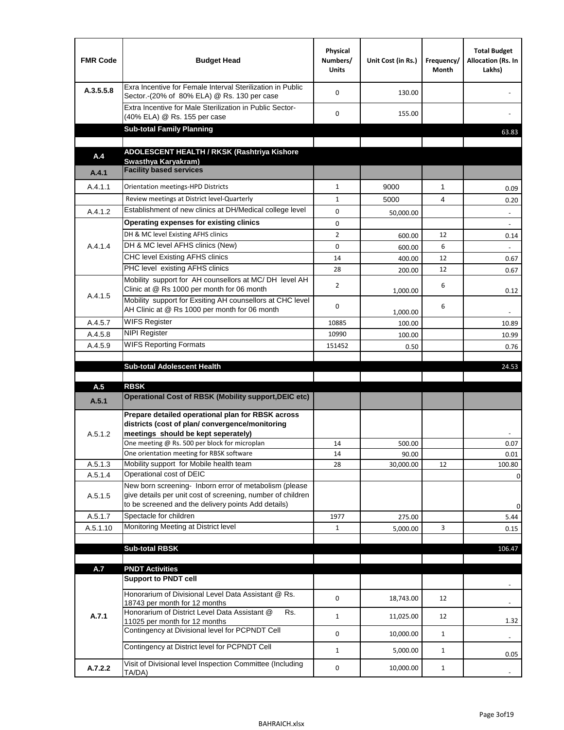| FMR Code | Budget Head | Physical Numbers/ Units | Unit Cost (in Rs.) | Frequency/ Month | Total Budget Allocation (Rs. In Lakhs) |
|---|---|---|---|---|---|
| A.3.5.5.8 | Exra Incentive for Female Interval Sterilization in Public Sector.-(20% of 80% ELA) @ Rs. 130 per case | 0 | 130.00 | | - |
| | Extra Incentive for Male Sterilization in Public Sector-(40% ELA) @ Rs. 155 per case | 0 | 155.00 | | - |
| | **Sub-total Family Planning** | | | | 63.83 |
| | | | | | |
| **A.4** | **ADOLESCENT HEALTH / RKSK (Rashtriya Kishore Swasthya Karyakram)** | | | | |
| **A.4.1** | **Facility based services** | | | | |
| A.4.1.1 | Orientation meetings-HPD Districts | 1 | 9000 | 1 | 0.09 |
| | Review meetings at District level-Quarterly | 1 | 5000 | 4 | 0.20 |
| A.4.1.2 | Establishment of new clinics at DH/Medical college level | 0 | 50,000.00 | | - |
| A.4.1.4 | **Operating expenses for existing clinics** | 0 | | | - |
| | DH & MC level Existing AFHS clinics | 2 | 600.00 | 12 | 0.14 |
| | DH & MC level AFHS clinics (New) | 0 | 600.00 | 6 | - |
| | CHC level Existing AFHS clinics | 14 | 400.00 | 12 | 0.67 |
| | PHC level existing AFHS clinics | 28 | 200.00 | 12 | 0.67 |
| A.4.1.5 | Mobility support for AH counsellors at MC/ DH level AH Clinic at @ Rs 1000 per month for 06 month | 2 | 1,000.00 | 6 | 0.12 |
| | Mobility support for Exsiting AH counsellors at CHC level AH Clinic at @ Rs 1000 per month for 06 month | 0 | 1,000.00 | 6 | - |
| A.4.5.7 | WIFS Register | 10885 | 100.00 | | 10.89 |
| A.4.5.8 | NIPI Register | 10990 | 100.00 | | 10.99 |
| A.4.5.9 | WIFS Reporting Formats | 151452 | 0.50 | | 0.76 |
| | | | | | |
| | **Sub-total Adolescent Health** | | | | 24.53 |
| | | | | | |
| **A.5** | **RBSK** | | | | |
| **A.5.1** | **Operational Cost of RBSK (Mobility support,DEIC etc)** | | | | |
| A.5.1.2 | **Prepare detailed operational plan for RBSK across districts (cost of plan/ convergence/monitoring meetings should be kept seperately)** | | | | - |
| | One meeting @ Rs. 500 per block for microplan | 14 | 500.00 | | 0.07 |
| | One orientation meeting for RBSK software | 14 | 90.00 | | 0.01 |
| A.5.1.3 | Mobility support for Mobile health team | 28 | 30,000.00 | 12 | 100.80 |
| A.5.1.4 | Operational cost of DEIC | | | | 0 |
| A.5.1.5 | New born screening- Inborn error of metabolism (please give details per unit cost of screening, number of children to be screened and the delivery points Add details) | | | | 0 |
| A.5.1.7 | Spectacle for children | 1977 | 275.00 | | 5.44 |
| A.5.1.10 | Monitoring Meeting at District level | 1 | 5,000.00 | 3 | 0.15 |
| | | | | | |
| | **Sub-total RBSK** | | | | 106.47 |
| | | | | | |
| **A.7** | **PNDT Activities** | | | | |
| **A.7.1** | **Support to PNDT cell** | | | | - |
| | Honorarium of Divisional Level Data Assistant @ Rs. 18743 per month for 12 months | 0 | 18,743.00 | 12 | - |
| | Honorarium of District Level Data Assistant @ Rs. 11025 per month for 12 months | 1 | 11,025.00 | 12 | 1.32 |
| | Contingency at Divisional level for PCPNDT Cell | 0 | 10,000.00 | 1 | - |
| | Contingency at District level for PCPNDT Cell | 1 | 5,000.00 | 1 | 0.05 |
| **A.7.2.2** | Visit of Divisional level Inspection Committee (Including TA/DA) | 0 | 10,000.00 | 1 | - |

BAHRAICH.xlsx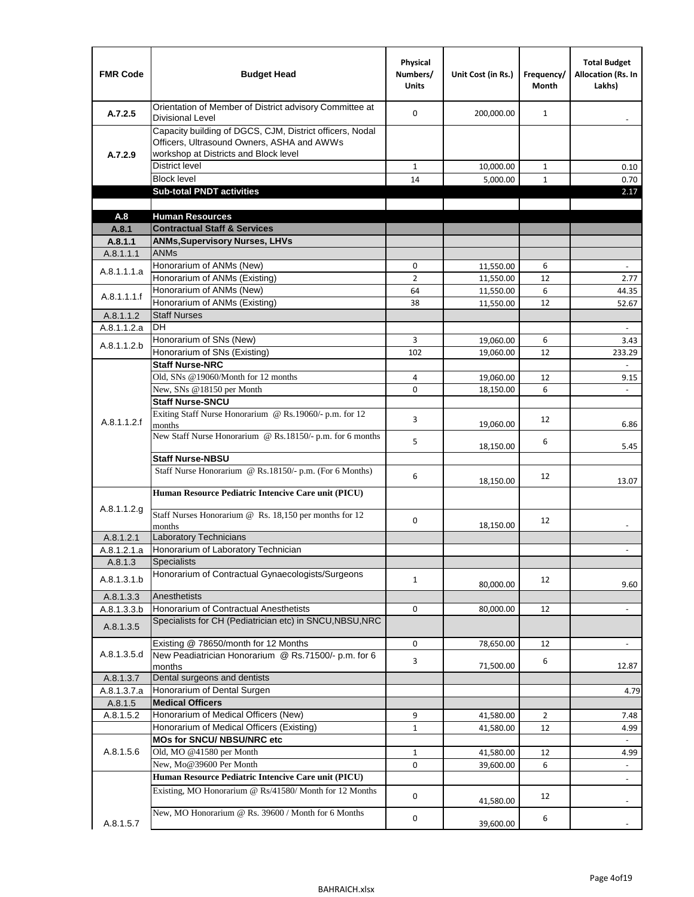| FMR Code | Budget Head | Physical Numbers/ Units | Unit Cost (in Rs.) | Frequency/ Month | Total Budget Allocation (Rs. In Lakhs) |
|---|---|---|---|---|---|
| A.7.2.5 | Orientation of Member of District advisory Committee at Divisional Level | 0 | 200,000.00 | 1 | - |
| A.7.2.9 | Capacity building of DGCS, CJM, District officers, Nodal Officers, Ultrasound Owners, ASHA and AWWs workshop at Districts and Block level | | | | |
| | District level | 1 | 10,000.00 | 1 | 0.10 |
| | Block level | 14 | 5,000.00 | 1 | 0.70 |
| | **Sub-total PNDT activities** | | | | 2.17 |
| | | | | | |
| **A.8** | **Human Resources** | | | | |
| **A.8.1** | **Contractual Staff & Services** | | | | |
| **A.8.1.1** | **ANMs,Supervisory Nurses, LHVs** | | | | |
| A.8.1.1.1 | ANMs | | | | |
| A.8.1.1.1.a | Honorarium of ANMs (New) | 0 | 11,550.00 | 6 | - |
| | Honorarium of ANMs (Existing) | 2 | 11,550.00 | 12 | 2.77 |
| A.8.1.1.1.f | Honorarium of ANMs (New) | 64 | 11,550.00 | 6 | 44.35 |
| | Honorarium of ANMs (Existing) | 38 | 11,550.00 | 12 | 52.67 |
| A.8.1.1.2 | Staff Nurses | | | | |
| A.8.1.1.2.a | DH | | | | - |
| A.8.1.1.2.b | Honorarium of SNs (New) | 3 | 19,060.00 | 6 | 3.43 |
| | Honorarium of SNs (Existing) | 102 | 19,060.00 | 12 | 233.29 |
| A.8.1.1.2.f | **Staff Nurse-NRC** | | | | - |
| | Old, SNs @19060/Month for 12 months | 4 | 19,060.00 | 12 | 9.15 |
| | New, SNs @18150 per Month | 0 | 18,150.00 | 6 | - |
| | **Staff Nurse-SNCU** | | | | |
| | Exiting Staff Nurse Honorarium @ Rs.19060/- p.m. for 12 months | 3 | 19,060.00 | 12 | 6.86 |
| | New Staff Nurse Honorarium @ Rs.18150/- p.m. for 6 months | 5 | 18,150.00 | 6 | 5.45 |
| | **Staff Nurse-NBSU** | | | | |
| | Staff Nurse Honorarium @ Rs.18150/- p.m. (For 6 Months) | 6 | 18,150.00 | 12 | 13.07 |
| A.8.1.1.2.g | **Human Resource Pediatric Intencive Care unit (PICU)** | | | | |
| | Staff Nurses Honorarium @ Rs. 18,150 per months for 12 months | 0 | 18,150.00 | 12 | - |
| A.8.1.2.1 | Laboratory Technicians | | | | |
| A.8.1.2.1.a | Honorarium of Laboratory Technician | | | | - |
| A.8.1.3 | Specialists | | | | |
| A.8.1.3.1.b | Honorarium of Contractual Gynaecologists/Surgeons | 1 | 80,000.00 | 12 | 9.60 |
| A.8.1.3.3 | Anesthetists | | | | |
| A.8.1.3.3.b | Honorarium of Contractual Anesthetists | 0 | 80,000.00 | 12 | - |
| A.8.1.3.5 | Specialists for CH (Pediatrician etc) in SNCU,NBSU,NRC | | | | |
| A.8.1.3.5.d | Existing @ 78650/month for 12 Months | 0 | 78,650.00 | 12 | - |
| | New Peadiatrician Honorarium @ Rs.71500/- p.m. for 6 months | 3 | 71,500.00 | 6 | 12.87 |
| A.8.1.3.7 | Dental surgeons and dentists | | | | |
| A.8.1.3.7.a | Honorarium of Dental Surgen | | | | 4.79 |
| A.8.1.5 | **Medical Officers** | | | | |
| A.8.1.5.2 | Honorarium of Medical Officers (New) | 9 | 41,580.00 | 2 | 7.48 |
| | Honorarium of Medical Officers (Existing) | 1 | 41,580.00 | 12 | 4.99 |
| A.8.1.5.6 | **MOs for SNCU/ NBSU/NRC etc** | | | | - |
| | Old, MO @41580 per Month | 1 | 41,580.00 | 12 | 4.99 |
| | New, Mo@39600 Per Month | 0 | 39,600.00 | 6 | - |
| A.8.1.5.7 | **Human Resource Pediatric Intencive Care unit (PICU)** | | | | - |
| | Existing, MO Honorarium @ Rs/41580/ Month for 12 Months | 0 | 41,580.00 | 12 | - |
| | New, MO Honorarium @ Rs. 39600 / Month for 6 Months | 0 | 39,600.00 | 6 | - |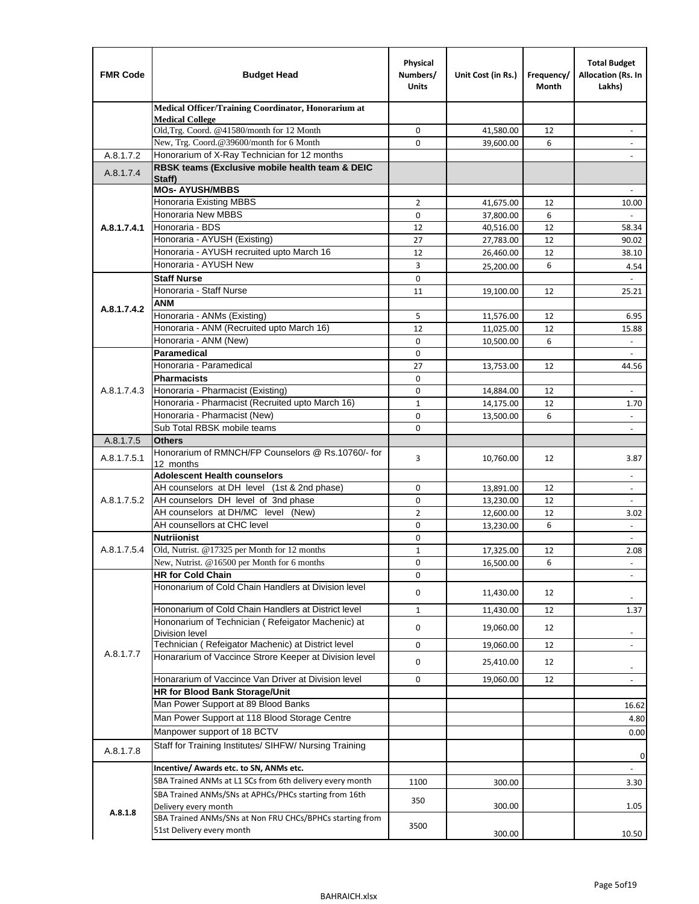| FMR Code | Budget Head | Physical Numbers/ Units | Unit Cost (in Rs.) | Frequency/ Month | Total Budget Allocation (Rs. In Lakhs) |
|---|---|---|---|---|---|
| | **Medical Officer/Training Coordinator, Honorarium at Medical College** | | | | |
| | Old,Trg. Coord. @41580/month for 12 Month | 0 | 41,580.00 | 12 | - |
| | New, Trg. Coord.@39600/month for 6 Month | 0 | 39,600.00 | 6 | - |
| A.8.1.7.2 | Honorarium of X-Ray Technician for 12 months | | | | - |
| A.8.1.7.4 | **RBSK teams (Exclusive mobile health team & DEIC Staff)** | | | | |
| A.8.1.7.4.1 | **MOs- AYUSH/MBBS** | | | | - |
| | Honoraria Existing MBBS | 2 | 41,675.00 | 12 | 10.00 |
| | Honoraria New MBBS | 0 | 37,800.00 | 6 | - |
| | Honoraria - BDS | 12 | 40,516.00 | 12 | 58.34 |
| | Honoraria - AYUSH (Existing) | 27 | 27,783.00 | 12 | 90.02 |
| | Honoraria - AYUSH recruited upto March 16 | 12 | 26,460.00 | 12 | 38.10 |
| | Honoraria - AYUSH New | 3 | 25,200.00 | 6 | 4.54 |
| A.8.1.7.4.2 | **Staff Nurse** | 0 | | | - |
| | Honoraria - Staff Nurse | 11 | 19,100.00 | 12 | 25.21 |
| | **ANM** | | | | |
| | Honoraria - ANMs (Existing) | 5 | 11,576.00 | 12 | 6.95 |
| | Honoraria - ANM (Recruited upto March 16) | 12 | 11,025.00 | 12 | 15.88 |
| | Honoraria - ANM (New) | 0 | 10,500.00 | 6 | - |
| A.8.1.7.4.3 | **Paramedical** | 0 | | | - |
| | Honoraria - Paramedical | 27 | 13,753.00 | 12 | 44.56 |
| | **Pharmacists** | 0 | | | |
| | Honoraria - Pharmacist (Existing) | 0 | 14,884.00 | 12 | - |
| | Honoraria - Pharmacist (Recruited upto March 16) | 1 | 14,175.00 | 12 | 1.70 |
| | Honoraria - Pharmacist (New) | 0 | 13,500.00 | 6 | - |
| | Sub Total RBSK mobile teams | 0 | | | - |
| A.8.1.7.5 | **Others** | | | | |
| A.8.1.7.5.1 | Honorarium of RMNCH/FP Counselors @ Rs.10760/- for 12 months | 3 | 10,760.00 | 12 | 3.87 |
| A.8.1.7.5.2 | **Adolescent Health counselors** | | | | - |
| | AH counselors at DH level (1st & 2nd phase) | 0 | 13,891.00 | 12 | - |
| | AH counselors DH level of 3nd phase | 0 | 13,230.00 | 12 | - |
| | AH counselors at DH/MC level (New) | 2 | 12,600.00 | 12 | 3.02 |
| | AH counsellors at CHC level | 0 | 13,230.00 | 6 | - |
| A.8.1.7.5.4 | **Nutriionist** | 0 | | | - |
| | Old, Nutrist. @17325 per Month for 12 months | 1 | 17,325.00 | 12 | 2.08 |
| | New, Nutrist. @16500 per Month for 6 months | 0 | 16,500.00 | 6 | - |
| A.8.1.7.7 | **HR for Cold Chain** | 0 | | | - |
| | Hononarium of Cold Chain Handlers at Division level | 0 | 11,430.00 | 12 | - |
| | Hononarium of Cold Chain Handlers at District level | 1 | 11,430.00 | 12 | 1.37 |
| | Hononarium of Technician ( Refeigator Machenic) at Division level | 0 | 19,060.00 | 12 | - |
| | Technician ( Refeigator Machenic) at District level | 0 | 19,060.00 | 12 | - |
| | Honararium of Vaccince Strore Keeper at Division level | 0 | 25,410.00 | 12 | - |
| | Honararium of Vaccince Van Driver at Division level | 0 | 19,060.00 | 12 | - |
| | **HR for Blood Bank Storage/Unit** | | | | |
| | Man Power Support at 89 Blood Banks | | | | 16.62 |
| | Man Power Support at 118 Blood Storage Centre | | | | 4.80 |
| | Manpower support of 18 BCTV | | | | 0.00 |
| A.8.1.7.8 | Staff for Training Institutes/ SIHFW/ Nursing Training | | | | 0 |
| A.8.1.8 | **Incentive/ Awards etc. to SN, ANMs etc.** | | | | - |
| | SBA Trained ANMs at L1 SCs from 6th delivery every month | 1100 | 300.00 | | 3.30 |
| | SBA Trained ANMs/SNs at APHCs/PHCs starting from 16th Delivery every month | 350 | 300.00 | | 1.05 |
| | SBA Trained ANMs/SNs at Non FRU CHCs/BPHCs starting from 51st Delivery every month | 3500 | 300.00 | | 10.50 |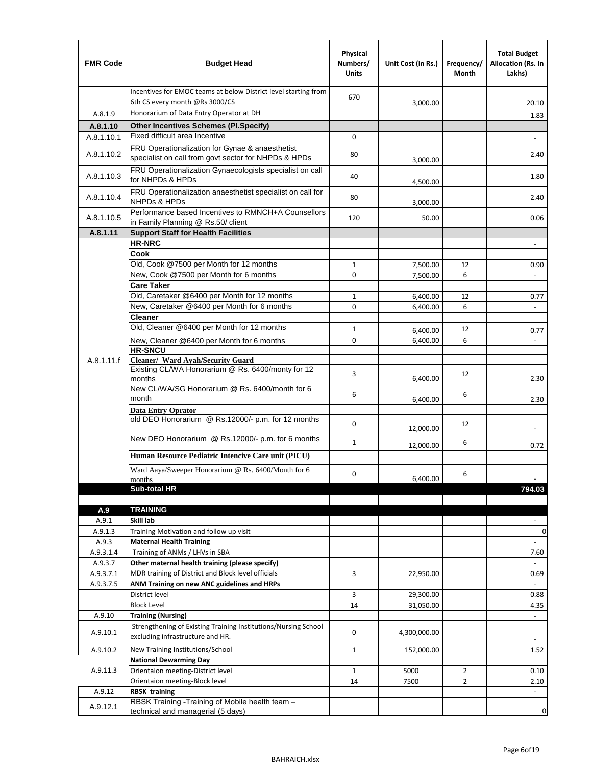| FMR Code | Budget Head | Physical Numbers/ Units | Unit Cost (in Rs.) | Frequency/ Month | Total Budget Allocation (Rs. In Lakhs) |
|---|---|---|---|---|---|
| | Incentives for EMOC teams at below District level starting from 6th CS every month @Rs 3000/CS | 670 | 3,000.00 | | 20.10 |
| A.8.1.9 | Honorarium of Data Entry Operator at DH | | | | 1.83 |
| **A.8.1.10** | **Other Incentives Schemes (Pl.Specify)** | | | | |
| A.8.1.10.1 | Fixed difficult area Incentive | 0 | | | - |
| A.8.1.10.2 | FRU Operationalization for Gynae & anaesthetist specialist on call from govt sector for NHPDs & HPDs | 80 | 3,000.00 | | 2.40 |
| A.8.1.10.3 | FRU Operationalization Gynaecologists specialist on call for NHPDs & HPDs | 40 | 4,500.00 | | 1.80 |
| A.8.1.10.4 | FRU Operationalization anaesthetist specialist on call for NHPDs & HPDs | 80 | 3,000.00 | | 2.40 |
| A.8.1.10.5 | Performance based Incentives to RMNCH+A Counsellors in Family Planning @ Rs.50/ client | 120 | 50.00 | | 0.06 |
| **A.8.1.11** | **Support Staff for Health Facilities** | | | | |
| A.8.1.11.f | **HR-NRC** | | | | - |
| | **Cook** | | | | |
| | Old, Cook @7500 per Month for 12 months | 1 | 7,500.00 | 12 | 0.90 |
| | New, Cook @7500 per Month for 6 months | 0 | 7,500.00 | 6 | - |
| | **Care Taker** | | | | |
| | Old, Caretaker @6400 per Month for 12 months | 1 | 6,400.00 | 12 | 0.77 |
| | New, Caretaker @6400 per Month for 6 months | 0 | 6,400.00 | 6 | - |
| | **Cleaner** | | | | |
| | Old, Cleaner @6400 per Month for 12 months | 1 | 6,400.00 | 12 | 0.77 |
| | New, Cleaner @6400 per Month for 6 months | 0 | 6,400.00 | 6 | - |
| | **HR-SNCU** | | | | |
| | **Cleaner/ Ward Ayah/Security Guard** | | | | |
| | Existing CL/WA Honorarium @ Rs. 6400/monty for 12 months | 3 | 6,400.00 | 12 | 2.30 |
| | New CL/WA/SG Honorarium @ Rs. 6400/month for 6 month | 6 | 6,400.00 | 6 | 2.30 |
| | **Data Entry Oprator** | | | | |
| | old DEO Honorarium @ Rs.12000/- p.m. for 12 months | 0 | 12,000.00 | 12 | - |
| | New DEO Honorarium @ Rs.12000/- p.m. for 6 months | 1 | 12,000.00 | 6 | 0.72 |
| | **Human Resource Pediatric Intencive Care unit (PICU)** | | | | |
| | Ward Aaya/Sweeper Honorarium @ Rs. 6400/Month for 6 months | 0 | 6,400.00 | 6 | - |
| | **Sub-total HR** | | | | **794.03** |
| | | | | | |
| **A.9** | **TRAINING** | | | | |
| A.9.1 | **Skill lab** | | | | - |
| A.9.1.3 | Training Motivation and follow up visit | | | | 0 |
| A.9.3 | **Maternal Health Training** | | | | - |
| A.9.3.1.4 | Training of ANMs / LHVs in SBA | | | | 7.60 |
| A.9.3.7 | **Other maternal health training (please specify)** | | | | - |
| A.9.3.7.1 | MDR training of District and Block level officials | 3 | 22,950.00 | | 0.69 |
| A.9.3.7.5 | **ANM Training on new ANC guidelines and HRPs** | | | | - |
| | District level | 3 | 29,300.00 | | 0.88 |
| | Block Level | 14 | 31,050.00 | | 4.35 |
| A.9.10 | **Training (Nursing)** | | | | - |
| A.9.10.1 | Strengthening of Existing Training Institutions/Nursing School excluding infrastructure and HR. | 0 | 4,300,000.00 | | - |
| A.9.10.2 | New Training Institutions/School | 1 | 152,000.00 | | 1.52 |
| A.9.11.3 | **National Dewarming Day** | | | | |
| | Orientaion meeting-District level | 1 | 5000 | 2 | 0.10 |
| | Orientaion meeting-Block level | 14 | 7500 | 2 | 2.10 |
| A.9.12 | **RBSK training** | | | | - |
| A.9.12.1 | RBSK Training -Training of Mobile health team – technical and managerial (5 days) | | | | 0 |

BAHRAICH.xlsx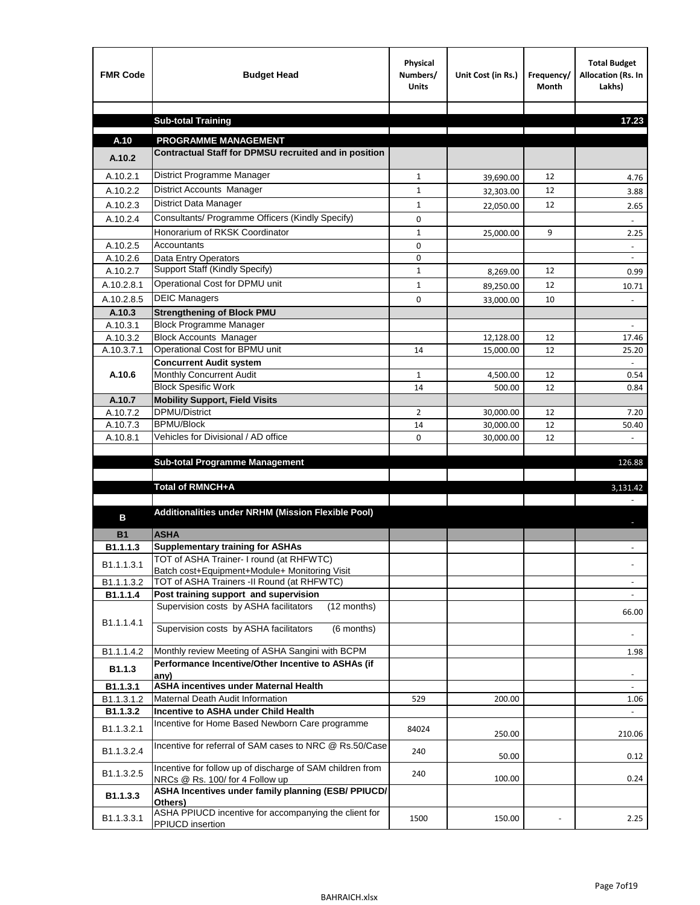| FMR Code | Budget Head | Physical Numbers/ Units | Unit Cost (in Rs.) | Frequency/ Month | Total Budget Allocation (Rs. In Lakhs) |
|---|---|---|---|---|---|
| | | | | | |
| | **Sub-total Training** | | | | **17.23** |
| | | | | | |
| **A.10** | **PROGRAMME MANAGEMENT** | | | | |
| **A.10.2** | **Contractual Staff for DPMSU recruited and in position** | | | | |
| A.10.2.1 | District Programme Manager | 1 | 39,690.00 | 12 | 4.76 |
| A.10.2.2 | District Accounts Manager | 1 | 32,303.00 | 12 | 3.88 |
| A.10.2.3 | District Data Manager | 1 | 22,050.00 | 12 | 2.65 |
| A.10.2.4 | Consultants/ Programme Officers (Kindly Specify) | 0 | | | - |
| | Honorarium of RKSK Coordinator | 1 | 25,000.00 | 9 | 2.25 |
| A.10.2.5 | Accountants | 0 | | | - |
| A.10.2.6 | Data Entry Operators | 0 | | | - |
| A.10.2.7 | Support Staff (Kindly Specify) | 1 | 8,269.00 | 12 | 0.99 |
| A.10.2.8.1 | Operational Cost for DPMU unit | 1 | 89,250.00 | 12 | 10.71 |
| A.10.2.8.5 | DEIC Managers | 0 | 33,000.00 | 10 | - |
| **A.10.3** | **Strengthening of Block PMU** | | | | |
| A.10.3.1 | Block Programme Manager | | | | - |
| A.10.3.2 | Block Accounts Manager | | 12,128.00 | 12 | 17.46 |
| A.10.3.7.1 | Operational Cost for BPMU unit | 14 | 15,000.00 | 12 | 25.20 |
| **A.10.6** | **Concurrent Audit system** | | | | - |
| | Monthly Concurrent Audit | 1 | 4,500.00 | 12 | 0.54 |
| | Block Spesific Work | 14 | 500.00 | 12 | 0.84 |
| **A.10.7** | **Mobility Support, Field Visits** | | | | |
| A.10.7.2 | DPMU/District | 2 | 30,000.00 | 12 | 7.20 |
| A.10.7.3 | BPMU/Block | 14 | 30,000.00 | 12 | 50.40 |
| A.10.8.1 | Vehicles for Divisional / AD office | 0 | 30,000.00 | 12 | - |
| | | | | | |
| | **Sub-total Programme Management** | | | | 126.88 |
| | | | | | |
| | **Total of RMNCH+A** | | | | 3,131.42 |
| | | | | | - |
| **B** | **Additionalities under NRHM (Mission Flexible Pool)** | | | | - |
| **B1** | **ASHA** | | | | |
| **B1.1.1.3** | **Supplementary training for ASHAs** | | | | - |
| B1.1.1.3.1 | TOT of ASHA Trainer- I round (at RHFWTC) Batch cost+Equipment+Module+ Monitoring Visit | | | | - |
| B1.1.1.3.2 | TOT of ASHA Trainers -II Round (at RHFWTC) | | | | - |
| **B1.1.1.4** | **Post training support and supervision** | | | | - |
| B1.1.1.4.1 | Supervision costs by ASHA facilitators (12 months) | | | | 66.00 |
| | Supervision costs by ASHA facilitators (6 months) | | | | - |
| B1.1.1.4.2 | Monthly review Meeting of ASHA Sangini with BCPM | | | | 1.98 |
| **B1.1.3** | **Performance Incentive/Other Incentive to ASHAs (if any)** | | | | - |
| **B1.1.3.1** | **ASHA incentives under Maternal Health** | | | | - |
| B1.1.3.1.2 | Maternal Death Audit Information | 529 | 200.00 | | 1.06 |
| **B1.1.3.2** | **Incentive to ASHA under Child Health** | | | | - |
| B1.1.3.2.1 | Incentive for Home Based Newborn Care programme | 84024 | 250.00 | | 210.06 |
| B1.1.3.2.4 | Incentive for referral of SAM cases to NRC @ Rs.50/Case | 240 | 50.00 | | 0.12 |
| B1.1.3.2.5 | Incentive for follow up of discharge of SAM children from NRCs @ Rs. 100/ for 4 Follow up | 240 | 100.00 | | 0.24 |
| **B1.1.3.3** | **ASHA Incentives under family planning (ESB/ PPIUCD/ Others)** | | | | |
| B1.1.3.3.1 | ASHA PPIUCD incentive for accompanying the client for PPIUCD insertion | 1500 | 150.00 | - | 2.25 |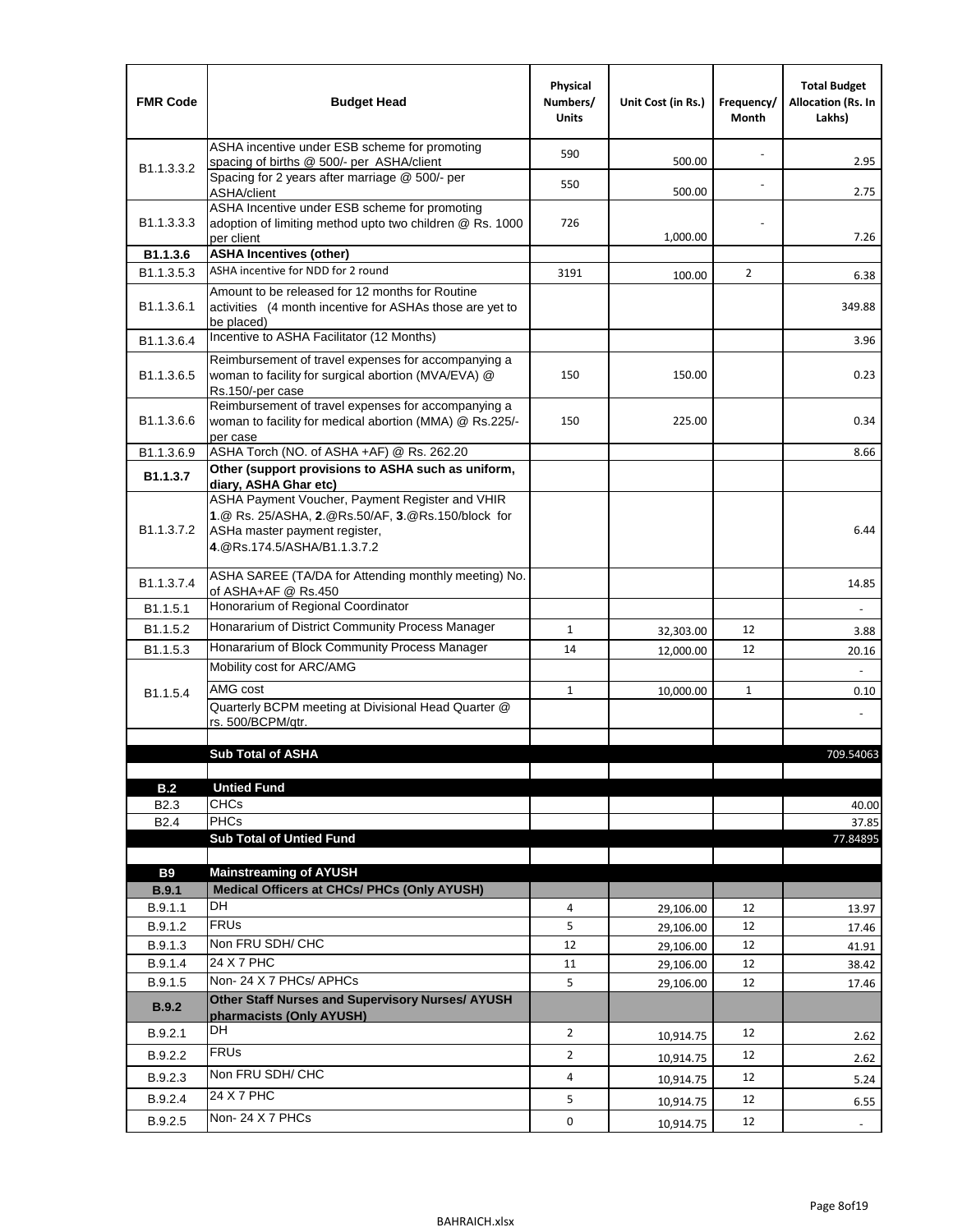| FMR Code | Budget Head | Physical Numbers/ Units | Unit Cost (in Rs.) | Frequency/ Month | Total Budget Allocation (Rs. In Lakhs) |
|---|---|---|---|---|---|
| B1.1.3.3.2 | ASHA incentive under ESB scheme for promoting spacing of births @ 500/- per ASHA/client | 590 | 500.00 | - | 2.95 |
| | Spacing for 2 years after marriage @ 500/- per ASHA/client | 550 | 500.00 | - | 2.75 |
| B1.1.3.3.3 | ASHA Incentive under ESB scheme for promoting adoption of limiting method upto two children @ Rs. 1000 per client | 726 | 1,000.00 | - | 7.26 |
| **B1.1.3.6** | **ASHA Incentives (other)** | | | | |
| B1.1.3.5.3 | ASHA incentive for NDD for 2 round | 3191 | 100.00 | 2 | 6.38 |
| B1.1.3.6.1 | Amount to be released for 12 months for Routine activities (4 month incentive for ASHAs those are yet to be placed) | | | | 349.88 |
| B1.1.3.6.4 | Incentive to ASHA Facilitator (12 Months) | | | | 3.96 |
| B1.1.3.6.5 | Reimbursement of travel expenses for accompanying a woman to facility for surgical abortion (MVA/EVA) @ Rs.150/-per case | 150 | 150.00 | | 0.23 |
| B1.1.3.6.6 | Reimbursement of travel expenses for accompanying a woman to facility for medical abortion (MMA) @ Rs.225/- per case | 150 | 225.00 | | 0.34 |
| B1.1.3.6.9 | ASHA Torch (NO. of ASHA +AF) @ Rs. 262.20 | | | | 8.66 |
| **B1.1.3.7** | **Other (support provisions to ASHA such as uniform, diary, ASHA Ghar etc)** | | | | |
| B1.1.3.7.2 | ASHA Payment Voucher, Payment Register and VHIR **1**.@ Rs. 25/ASHA, **2**.@Rs.50/AF, **3**.@Rs.150/block for ASHa master payment register, **4**.@Rs.174.5/ASHA/B1.1.3.7.2 | | | | 6.44 |
| B1.1.3.7.4 | ASHA SAREE (TA/DA for Attending monthly meeting) No. of ASHA+AF @ Rs.450 | | | | 14.85 |
| B1.1.5.1 | Honorarium of Regional Coordinator | | | | - |
| B1.1.5.2 | Honararium of District Community Process Manager | 1 | 32,303.00 | 12 | 3.88 |
| B1.1.5.3 | Honararium of Block Community Process Manager | 14 | 12,000.00 | 12 | 20.16 |
| B1.1.5.4 | Mobility cost for ARC/AMG | | | | - |
| | AMG cost | 1 | 10,000.00 | 1 | 0.10 |
| | Quarterly BCPM meeting at Divisional Head Quarter @ rs. 500/BCPM/qtr. | | | | - |
| | | | | | |
| | **Sub Total of ASHA** | | | | 709.54063 |
| | | | | | |
| **B.2** | **Untied Fund** | | | | |
| B2.3 | CHCs | | | | 40.00 |
| B2.4 | PHCs | | | | 37.85 |
| | **Sub Total of Untied Fund** | | | | 77.84895 |
| | | | | | |
| **B9** | **Mainstreaming of AYUSH** | | | | |
| **B.9.1** | **Medical Officers at CHCs/ PHCs (Only AYUSH)** | | | | |
| B.9.1.1 | DH | 4 | 29,106.00 | 12 | 13.97 |
| B.9.1.2 | FRUs | 5 | 29,106.00 | 12 | 17.46 |
| B.9.1.3 | Non FRU SDH/ CHC | 12 | 29,106.00 | 12 | 41.91 |
| B.9.1.4 | 24 X 7 PHC | 11 | 29,106.00 | 12 | 38.42 |
| B.9.1.5 | Non- 24 X 7 PHCs/ APHCs | 5 | 29,106.00 | 12 | 17.46 |
| **B.9.2** | **Other Staff Nurses and Supervisory Nurses/ AYUSH pharmacists (Only AYUSH)** | | | | |
| B.9.2.1 | DH | 2 | 10,914.75 | 12 | 2.62 |
| B.9.2.2 | FRUs | 2 | 10,914.75 | 12 | 2.62 |
| B.9.2.3 | Non FRU SDH/ CHC | 4 | 10,914.75 | 12 | 5.24 |
| B.9.2.4 | 24 X 7 PHC | 5 | 10,914.75 | 12 | 6.55 |
| B.9.2.5 | Non- 24 X 7 PHCs | 0 | 10,914.75 | 12 | - |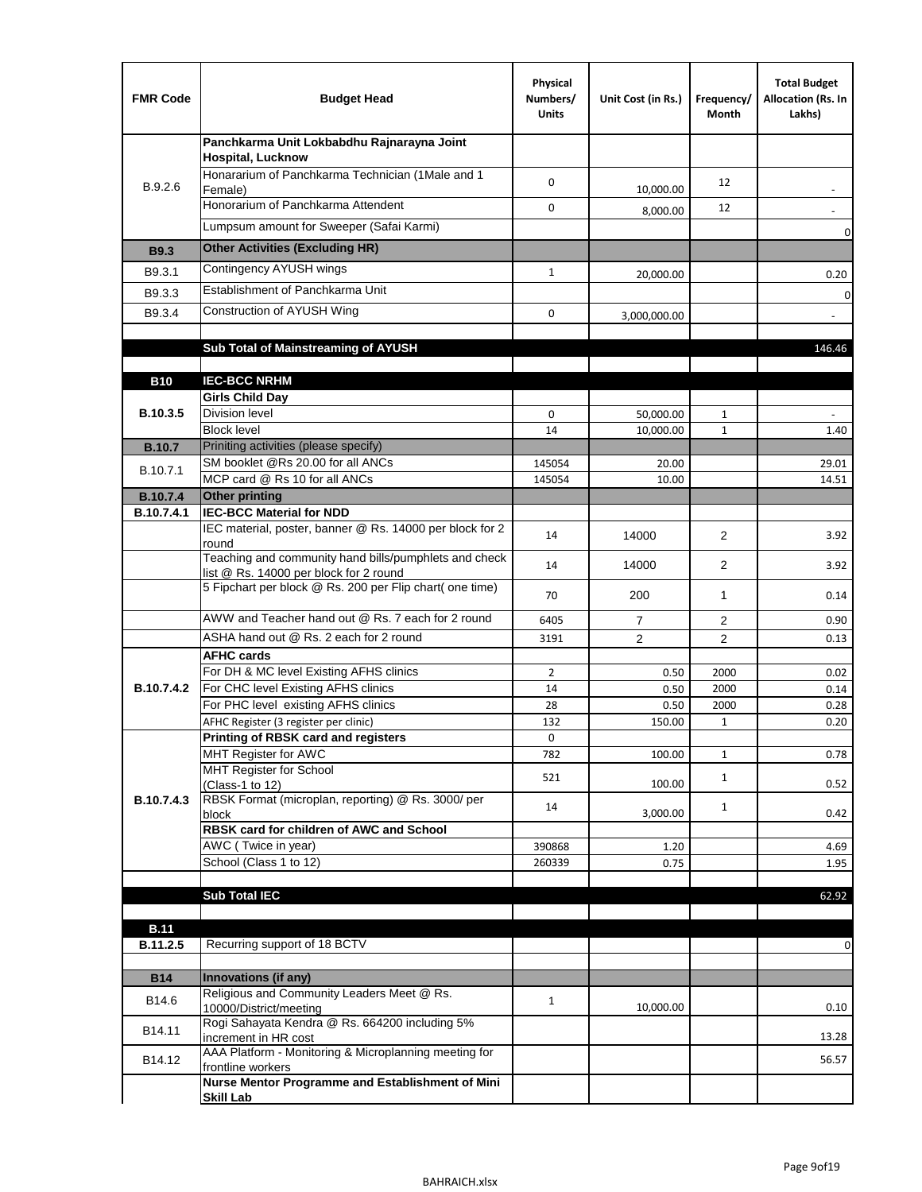| FMR Code | Budget Head | Physical Numbers/ Units | Unit Cost (in Rs.) | Frequency/ Month | Total Budget Allocation (Rs. In Lakhs) |
|---|---|---|---|---|---|
| B.9.2.6 | **Panchkarma Unit Lokbabdhu Rajnarayna Joint Hospital, Lucknow** | | | | |
| | Honararium of Panchkarma Technician (1Male and 1 Female) | 0 | 10,000.00 | 12 | - |
| | Honorarium of Panchkarma Attendent | 0 | 8,000.00 | 12 | - |
| | Lumpsum amount for Sweeper (Safai Karmi) | | | | 0 |
| **B9.3** | **Other Activities (Excluding HR)** | | | | |
| B9.3.1 | Contingency AYUSH wings | 1 | 20,000.00 | | 0.20 |
| B9.3.3 | Establishment of Panchkarma Unit | | | | 0 |
| B9.3.4 | Construction of AYUSH Wing | 0 | 3,000,000.00 | | - |
| | | | | | |
| | **Sub Total of Mainstreaming of AYUSH** | | | | 146.46 |
| | | | | | |
| **B10** | **IEC-BCC NRHM** | | | | |
| **B.10.3.5** | **Girls Child Day** | | | | |
| | Division level | 0 | 50,000.00 | 1 | - |
| | Block level | 14 | 10,000.00 | 1 | 1.40 |
| **B.10.7** | Priniting activities (please specify) | | | | |
| B.10.7.1 | SM booklet @Rs 20.00 for all ANCs | 145054 | 20.00 | | 29.01 |
| | MCP card @ Rs 10 for all ANCs | 145054 | 10.00 | | 14.51 |
| **B.10.7.4** | **Other printing** | | | | |
| **B.10.7.4.1** | **IEC-BCC Material for NDD** | | | | |
| | IEC material, poster, banner @ Rs. 14000 per block for 2 round | 14 | 14000 | 2 | 3.92 |
| | Teaching and community hand bills/pumphlets and check list @ Rs. 14000 per block for 2 round | 14 | 14000 | 2 | 3.92 |
| | 5 Fipchart per block @ Rs. 200 per Flip chart( one time) | 70 | 200 | 1 | 0.14 |
| | AWW and Teacher hand out @ Rs. 7 each for 2 round | 6405 | 7 | 2 | 0.90 |
| | ASHA hand out @ Rs. 2 each for 2 round | 3191 | 2 | 2 | 0.13 |
| **B.10.7.4.2** | **AFHC cards** | | | | |
| | For DH & MC level Existing AFHS clinics | 2 | 0.50 | 2000 | 0.02 |
| | For CHC level Existing AFHS clinics | 14 | 0.50 | 2000 | 0.14 |
| | For PHC level existing AFHS clinics | 28 | 0.50 | 2000 | 0.28 |
| | AFHC Register (3 register per clinic) | 132 | 150.00 | 1 | 0.20 |
| **B.10.7.4.3** | **Printing of RBSK card and registers** | 0 | | | |
| | MHT Register for AWC | 782 | 100.00 | 1 | 0.78 |
| | MHT Register for School (Class-1 to 12) | 521 | 100.00 | 1 | 0.52 |
| | RBSK Format (microplan, reporting) @ Rs. 3000/ per block | 14 | 3,000.00 | 1 | 0.42 |
| | **RBSK card for children of AWC and School** | | | | |
| | AWC ( Twice in year) | 390868 | 1.20 | | 4.69 |
| | School (Class 1 to 12) | 260339 | 0.75 | | 1.95 |
| | | | | | |
| | **Sub Total IEC** | | | | 62.92 |
| | | | | | |
| **B.11** | | | | | |
| **B.11.2.5** | Recurring support of 18 BCTV | | | | 0 |
| | | | | | |
| **B14** | **Innovations (if any)** | | | | |
| B14.6 | Religious and Community Leaders Meet @ Rs. 10000/District/meeting | 1 | 10,000.00 | | 0.10 |
| B14.11 | Rogi Sahayata Kendra @ Rs. 664200 including 5% increment in HR cost | | | | 13.28 |
| B14.12 | AAA Platform - Monitoring & Microplanning meeting for frontline workers | | | | 56.57 |
| | **Nurse Mentor Programme and Establishment of Mini Skill Lab** | | | | |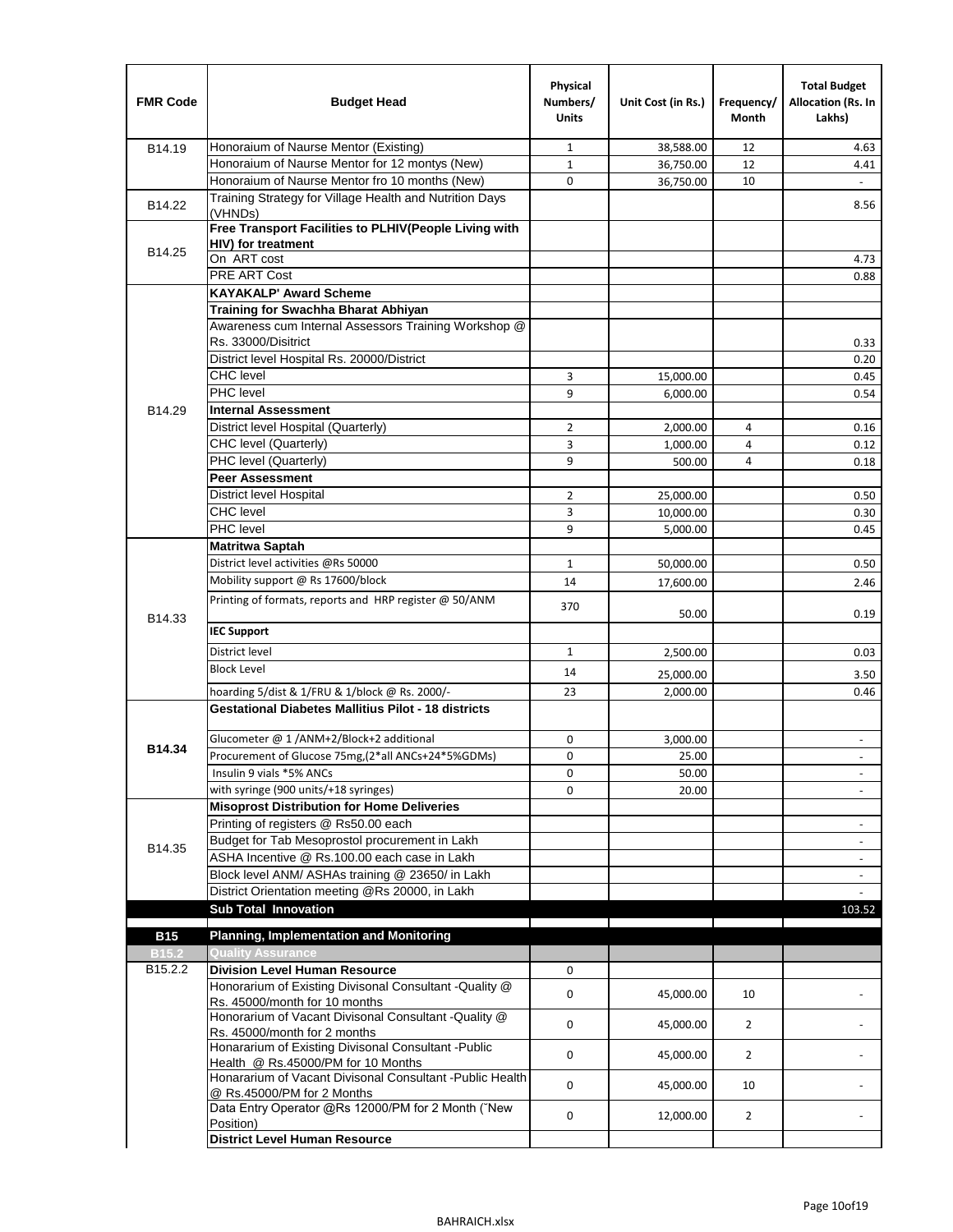| FMR Code | Budget Head | Physical Numbers/ Units | Unit Cost (in Rs.) | Frequency/ Month | Total Budget Allocation (Rs. In Lakhs) |
|---|---|---|---|---|---|
| B14.19 | Honoraium of Naurse Mentor (Existing) | 1 | 38,588.00 | 12 | 4.63 |
| | Honoraium of Naurse Mentor for 12 montys (New) | 1 | 36,750.00 | 12 | 4.41 |
| | Honoraium of Naurse Mentor fro 10 months (New) | 0 | 36,750.00 | 10 | - |
| B14.22 | Training Strategy for Village Health and Nutrition Days (VHNDs) | | | | 8.56 |
| B14.25 | **Free Transport Facilities to PLHIV(People Living with HIV) for treatment** | | | | |
| | On ART cost | | | | 4.73 |
| | PRE ART Cost | | | | 0.88 |
| B14.29 | **KAYAKALP' Award Scheme** | | | | |
| | **Training for Swachha Bharat Abhiyan** | | | | |
| | Awareness cum Internal Assessors Training Workshop @ Rs. 33000/Disitrict | | | | 0.33 |
| | District level Hospital Rs. 20000/District | | | | 0.20 |
| | CHC level | 3 | 15,000.00 | | 0.45 |
| | PHC level | 9 | 6,000.00 | | 0.54 |
| | **Internal Assessment** | | | | |
| | District level Hospital (Quarterly) | 2 | 2,000.00 | 4 | 0.16 |
| | CHC level (Quarterly) | 3 | 1,000.00 | 4 | 0.12 |
| | PHC level (Quarterly) | 9 | 500.00 | 4 | 0.18 |
| | **Peer Assessment** | | | | |
| | District level Hospital | 2 | 25,000.00 | | 0.50 |
| | CHC level | 3 | 10,000.00 | | 0.30 |
| | PHC level | 9 | 5,000.00 | | 0.45 |
| B14.33 | **Matritwa Saptah** | | | | |
| | District level activities @Rs 50000 | 1 | 50,000.00 | | 0.50 |
| | Mobility support @ Rs 17600/block | 14 | 17,600.00 | | 2.46 |
| | Printing of formats, reports and HRP register @ 50/ANM | 370 | 50.00 | | 0.19 |
| | **IEC Support** | | | | |
| | District level | 1 | 2,500.00 | | 0.03 |
| | Block Level | 14 | 25,000.00 | | 3.50 |
| | hoarding 5/dist & 1/FRU & 1/block @ Rs. 2000/- | 23 | 2,000.00 | | 0.46 |
| **B14.34** | **Gestational Diabetes Mallitius Pilot - 18 districts** | | | | |
| | Glucometer @ 1 /ANM+2/Block+2 additional | 0 | 3,000.00 | | - |
| | Procurement of Glucose 75mg,(2*all ANCs+24*5%GDMs) | 0 | 25.00 | | - |
| | Insulin 9 vials *5% ANCs | 0 | 50.00 | | - |
| | with syringe (900 units/+18 syringes) | 0 | 20.00 | | - |
| B14.35 | **Misoprost Distribution for Home Deliveries** | | | | |
| | Printing of registers @ Rs50.00 each | | | | - |
| | Budget for Tab Mesoprostol procurement in Lakh | | | | - |
| | ASHA Incentive @ Rs.100.00 each case in Lakh | | | | - |
| | Block level ANM/ ASHAs training @ 23650/ in Lakh | | | | - |
| | District Orientation meeting @Rs 20000, in Lakh | | | | - |
| | **Sub Total Innovation** | | | | 103.52 |
| **B15** | **Planning, Implementation and Monitoring** | | | | |
| **B15.2** | **Quality Assurance** | | | | |
| B15.2.2 | **Division Level Human Resource** | 0 | | | |
| | Honorarium of Existing Divisonal Consultant -Quality @ Rs. 45000/month for 10 months | 0 | 45,000.00 | 10 | - |
| | Honorarium of Vacant Divisonal Consultant -Quality @ Rs. 45000/month for 2 months | 0 | 45,000.00 | 2 | - |
| | Honararium of Existing Divisonal Consultant -Public Health @ Rs.45000/PM for 10 Months | 0 | 45,000.00 | 2 | - |
| | Honararium of Vacant Divisonal Consultant -Public Health @ Rs.45000/PM for 2 Months | 0 | 45,000.00 | 10 | - |
| | Data Entry Operator @Rs 12000/PM for 2 Month (˜New Position) | 0 | 12,000.00 | 2 | - |
| | **District Level Human Resource** | | | | |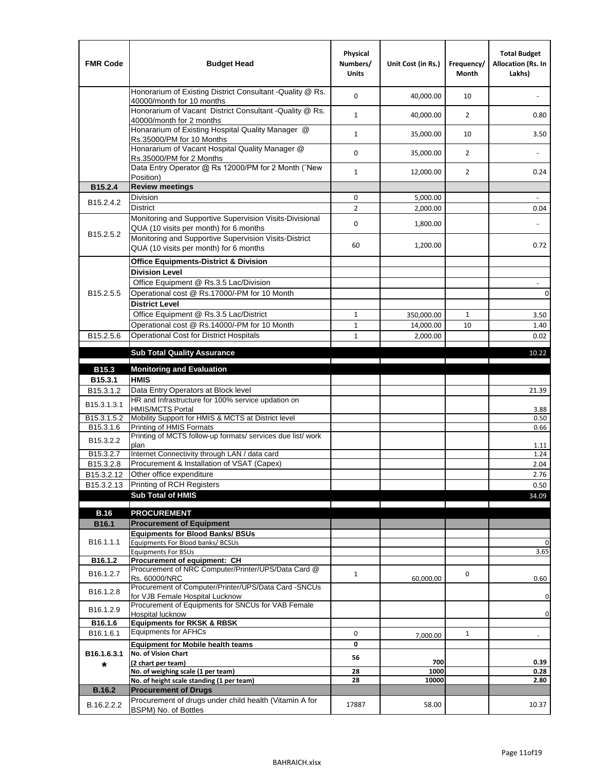| FMR Code | Budget Head | Physical Numbers/ Units | Unit Cost (in Rs.) | Frequency/ Month | Total Budget Allocation (Rs. In Lakhs) |
|---|---|---|---|---|---|
| | Honorarium of Existing District Consultant -Quality @ Rs. 40000/month for 10 months | 0 | 40,000.00 | 10 | - |
| | Honorarium of Vacant District Consultant -Quality @ Rs. 40000/month for 2 months | 1 | 40,000.00 | 2 | 0.80 |
| | Honarariun of Existing Hospital Quality Manager @ Rs.35000/PM for 10 Months | 1 | 35,000.00 | 10 | 3.50 |
| | Honarariun of Vacant Hospital Quality Manager @ Rs.35000/PM for 2 Months | 0 | 35,000.00 | 2 | - |
| | Data Entry Operator @ Rs 12000/PM for 2 Month (˜New Position) | 1 | 12,000.00 | 2 | 0.24 |
| **B15.2.4** | **Review meetings** | | | | |
| B15.2.4.2 | Division | 0 | 5,000.00 | | - |
| | District | 2 | 2,000.00 | | 0.04 |
| B15.2.5.2 | Monitoring and Supportive Supervision Visits-Divisional QUA (10 visits per month) for 6 months | 0 | 1,800.00 | | - |
| | Monitoring and Supportive Supervision Visits-District QUA (10 visits per month) for 6 months | 60 | 1,200.00 | | 0.72 |
| B15.2.5.5 | **Office Equipments-District & Division** | | | | |
| | **Division Level** | | | | |
| | Office Equipment @ Rs.3.5 Lac/Division | | | | - |
| | Operational cost @ Rs.17000/-PM for 10 Month | | | | 0 |
| | **District Level** | | | | |
| | Office Equipment @ Rs.3.5 Lac/District | 1 | 350,000.00 | 1 | 3.50 |
| | Operational cost @ Rs.14000/-PM for 10 Month | 1 | 14,000.00 | 10 | 1.40 |
| B15.2.5.6 | Operational Cost for District Hospitals | 1 | 2,000.00 | | 0.02 |
| | **Sub Total Quality Assurance** | | | | 10.22 |
| **B15.3** | **Monitoring and Evaluation** | | | | |
| **B15.3.1** | **HMIS** | | | | |
| B15.3.1.2 | Data Entry Operators at Block level | | | | 21.39 |
| B15.3.1.3.1 | HR and Infrastructure for 100% service updation on HMIS/MCTS Portal | | | | 3.88 |
| B15.3.1.5.2 | Mobility Support for HMIS & MCTS at District level | | | | 0.50 |
| B15.3.1.6 | Printing of HMIS Formats | | | | 0.66 |
| B15.3.2.2 | Printing of MCTS follow-up formats/ services due list/ work plan | | | | 1.11 |
| B15.3.2.7 | Internet Connectivity through LAN / data card | | | | 1.24 |
| B15.3.2.8 | Procurement & Installation of VSAT (Capex) | | | | 2.04 |
| B15.3.2.12 | Other office expenditure | | | | 2.76 |
| B15.3.2.13 | Printing of RCH Registers | | | | 0.50 |
| | **Sub Total of HMIS** | | | | 34.09 |
| **B.16** | **PROCUREMENT** | | | | |
| **B16.1** | **Procurement of Equipment** | | | | |
| B16.1.1.1 | **Equipments for Blood Banks/ BSUs** | | | | |
| | Equipments For Blood banks/ BCSUs | | | | 0 |
| | Equipments For BSUs | | | | 3.65 |
| **B16.1.2** | **Procurement of equipment: CH** | | | | |
| B16.1.2.7 | Procurement of NRC Computer/Printer/UPS/Data Card @ Rs. 60000/NRC | 1 | 60,000.00 | 0 | 0.60 |
| B16.1.2.8 | Procurement of Computer/Printer/UPS/Data Card -SNCUs for VJB Female Hospital Lucknow | | | | 0 |
| B16.1.2.9 | Procurement of Equipments for SNCUs for VAB Female Hospital lucknow | | | | 0 |
| **B16.1.6** | **Equipments for RKSK & RBSK** | | | | |
| B16.1.6.1 | Equipments for AFHCs | 0 | 7,000.00 | 1 | - |
| **B16.1.6.3.1 *** | **Equipment for Mobile health teams** | **0** | | | |
| | **No. of Vision Chart (2 chart per team)** | 56 | 700 | | 0.39 |
| | **No. of weighing scale (1 per team)** | 28 | 1000 | | 0.28 |
| | **No. of height scale standing (1 per team)** | 28 | 10000 | | 2.80 |
| **B.16.2** | **Procurement of Drugs** | | | | |
| B.16.2.2.2 | Procurement of drugs under child health (Vitamin A for BSPM) No. of Bottles | 17887 | 58.00 | | 10.37 |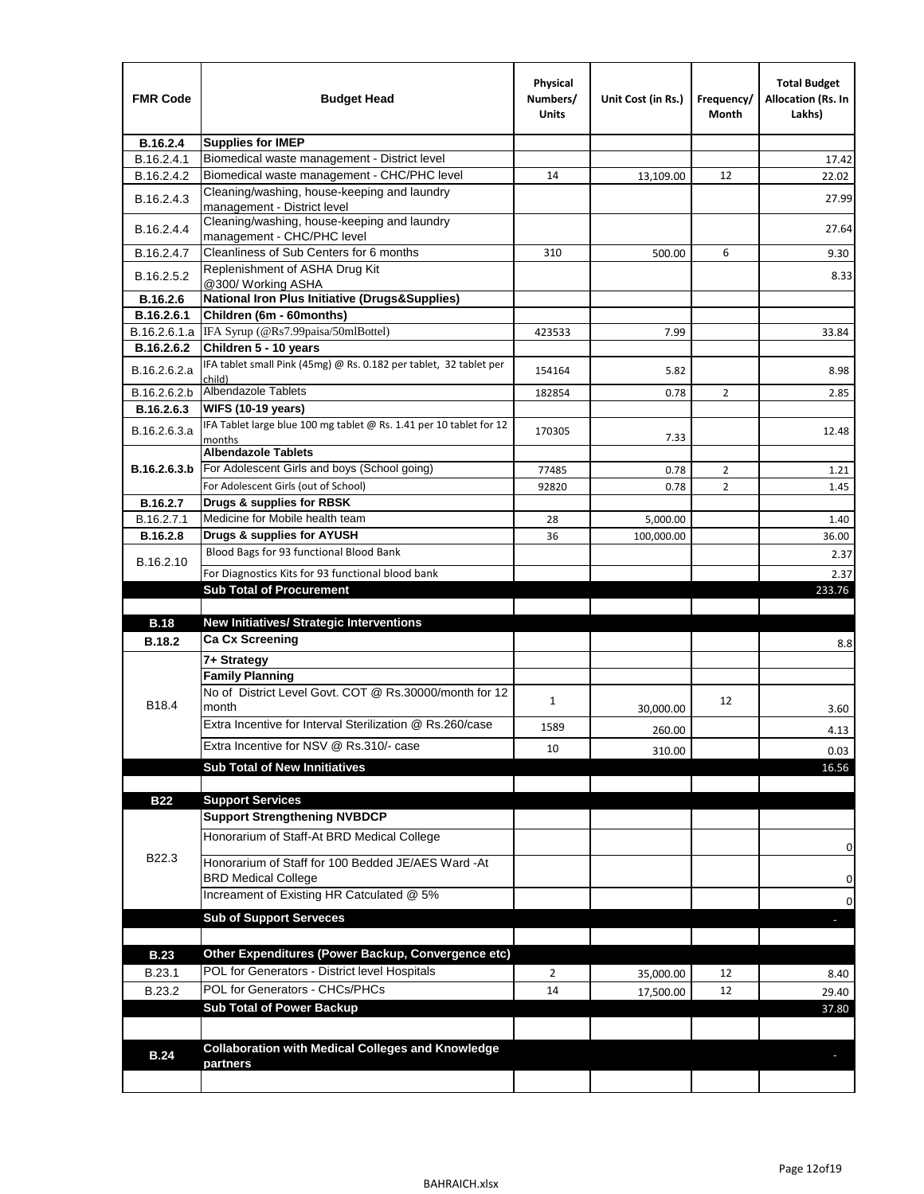| FMR Code | Budget Head | Physical Numbers/ Units | Unit Cost (in Rs.) | Frequency/ Month | Total Budget Allocation (Rs. In Lakhs) |
|---|---|---|---|---|---|
| **B.16.2.4** | **Supplies for IMEP** | | | | |
| B.16.2.4.1 | Biomedical waste management - District level | | | | 17.42 |
| B.16.2.4.2 | Biomedical waste management - CHC/PHC level | 14 | 13,109.00 | 12 | 22.02 |
| B.16.2.4.3 | Cleaning/washing, house-keeping and laundry management - District level | | | | 27.99 |
| B.16.2.4.4 | Cleaning/washing, house-keeping and laundry management - CHC/PHC level | | | | 27.64 |
| B.16.2.4.7 | Cleanliness of Sub Centers for 6 months | 310 | 500.00 | 6 | 9.30 |
| B.16.2.5.2 | Replenishment of ASHA Drug Kit @300/ Working ASHA | | | | 8.33 |
| **B.16.2.6** | **National Iron Plus Initiative (Drugs&Supplies)** | | | | |
| **B.16.2.6.1** | **Children (6m - 60months)** | | | | |
| B.16.2.6.1.a | IFA Syrup (@Rs7.99paisa/50mlBottel) | 423533 | 7.99 | | 33.84 |
| **B.16.2.6.2** | **Children 5 - 10 years** | | | | |
| B.16.2.6.2.a | IFA tablet small Pink (45mg) @ Rs. 0.182 per tablet, 32 tablet per child) | 154164 | 5.82 | | 8.98 |
| B.16.2.6.2.b | Albendazole Tablets | 182854 | 0.78 | 2 | 2.85 |
| **B.16.2.6.3** | **WIFS (10-19 years)** | | | | |
| B.16.2.6.3.a | IFA Tablet large blue 100 mg tablet @ Rs. 1.41 per 10 tablet for 12 months | 170305 | 7.33 | | 12.48 |
| **B.16.2.6.3.b** | **Albendazole Tablets** | | | | |
| | For Adolescent Girls and boys (School going) | 77485 | 0.78 | 2 | 1.21 |
| | For Adolescent Girls (out of School) | 92820 | 0.78 | 2 | 1.45 |
| **B.16.2.7** | **Drugs & supplies for RBSK** | | | | |
| B.16.2.7.1 | Medicine for Mobile health team | 28 | 5,000.00 | | 1.40 |
| **B.16.2.8** | **Drugs & supplies for AYUSH** | 36 | 100,000.00 | | 36.00 |
| B.16.2.10 | Blood Bags for 93 functional Blood Bank | | | | 2.37 |
| | For Diagnostics Kits for 93 functional blood bank | | | | 2.37 |
| | **Sub Total of Procurement** | | | | 233.76 |
| | | | | | |
| **B.18** | **New Initiatives/ Strategic Interventions** | | | | |
| **B.18.2** | **Ca Cx Screening** | | | | 8.8 |
| B18.4 | **7+ Strategy** | | | | |
| | **Family Planning** | | | | |
| | No of District Level Govt. COT @ Rs.30000/month for 12 month | 1 | 30,000.00 | 12 | 3.60 |
| | Extra Incentive for Interval Sterilization @ Rs.260/case | 1589 | 260.00 | | 4.13 |
| | Extra Incentive for NSV @ Rs.310/- case | 10 | 310.00 | | 0.03 |
| | **Sub Total of New Innitiatives** | | | | 16.56 |
| | | | | | |
| **B22** | **Support Services** | | | | |
| B22.3 | **Support Strengthening NVBDCP** | | | | |
| | Honorarium of Staff-At BRD Medical College | | | | 0 |
| | Honorarium of Staff for 100 Bedded JE/AES Ward -At BRD Medical College | | | | 0 |
| | Increament of Existing HR Catculated @ 5% | | | | 0 |
| | **Sub of Support Serveces** | | | | - |
| | | | | | |
| **B.23** | **Other Expenditures (Power Backup, Convergence etc)** | | | | |
| B.23.1 | POL for Generators - District level Hospitals | 2 | 35,000.00 | 12 | 8.40 |
| B.23.2 | POL for Generators - CHCs/PHCs | 14 | 17,500.00 | 12 | 29.40 |
| | **Sub Total of Power Backup** | | | | 37.80 |
| | | | | | |
| **B.24** | **Collaboration with Medical Colleges and Knowledge partners** | | | | - |
| | | | | | |

BAHRAICH.xlsx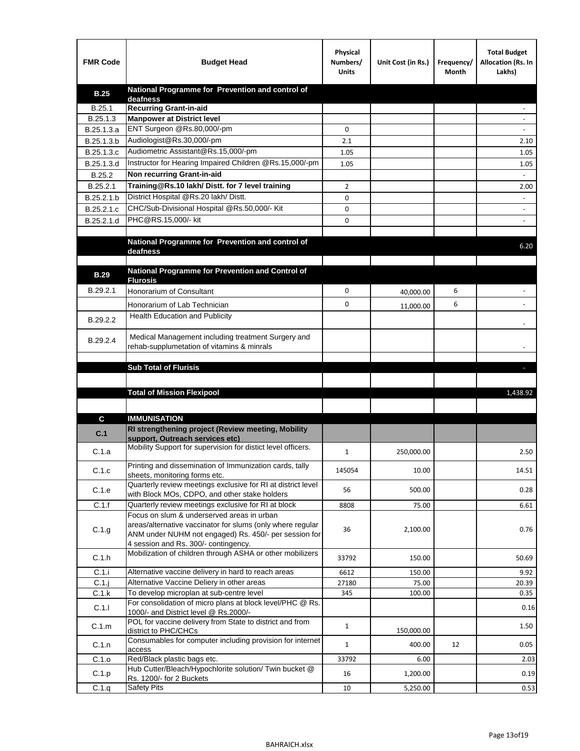| FMR Code | Budget Head | Physical Numbers/ Units | Unit Cost (in Rs.) | Frequency/ Month | Total Budget Allocation (Rs. In Lakhs) |
|---|---|---|---|---|---|
| **B.25** | **National Programme for Prevention and control of deafness** | | | | |
| B.25.1 | **Recurring Grant-in-aid** | | | | - |
| B.25.1.3 | **Manpower at District level** | | | | - |
| B.25.1.3.a | ENT Surgeon @Rs.80,000/-pm | 0 | | | - |
| B.25.1.3.b | Audiologist@Rs.30,000/-pm | 2.1 | | | 2.10 |
| B.25.1.3.c | Audiometric Assistant@Rs.15,000/-pm | 1.05 | | | 1.05 |
| B.25.1.3.d | Instructor for Hearing Impaired Children @Rs.15,000/-pm | 1.05 | | | 1.05 |
| B.25.2 | **Non recurring Grant-in-aid** | | | | - |
| B.25.2.1 | **Training@Rs.10 lakh/ Distt. for 7 level training** | 2 | | | 2.00 |
| B.25.2.1.b | District Hospital @Rs.20 lakh/ Distt. | 0 | | | - |
| B.25.2.1.c | CHC/Sub-Divisional Hospital @Rs.50,000/- Kit | 0 | | | - |
| B.25.2.1.d | PHC@RS.15,000/- kit | 0 | | | - |
| | | | | | |
| | **National Programme for Prevention and control of deafness** | | | | 6.20 |
| | | | | | |
| **B.29** | **National Programme for Prevention and Control of Flurosis** | | | | |
| B.29.2.1 | Honorarium of Consultant | 0 | 40,000.00 | 6 | - |
| | Honorarium of Lab Technician | 0 | 11,000.00 | 6 | - |
| B.29.2.2 | Health Education and Publicity | | | | - |
| B.29.2.4 | Medical Management including treatment Surgery and rehab-supplumetation of vitamins & minrals | | | | - |
| | | | | | |
| | **Sub Total of Flurisis** | | | | - |
| | | | | | |
| | **Total of Mission Flexipool** | | | | 1,438.92 |
| | | | | | |
| **C** | **IMMUNISATION** | | | | |
| **C.1** | **RI strengthening project (Review meeting, Mobility support, Outreach services etc)** | | | | |
| C.1.a | Mobility Support for supervision for distict level officers. | 1 | 250,000.00 | | 2.50 |
| C.1.c | Printing and dissemination of Immunization cards, tally sheets, monitoring forms etc. | 145054 | 10.00 | | 14.51 |
| C.1.e | Quarterly review meetings exclusive for RI at district level with Block MOs, CDPO, and other stake holders | 56 | 500.00 | | 0.28 |
| C.1.f | Quarterly review meetings exclusive for RI at block | 8808 | 75.00 | | 6.61 |
| C.1.g | Focus on slum & underserved areas in urban areas/alternative vaccinator for slums (only where regular ANM under NUHM not engaged) Rs. 450/- per session for 4 session and Rs. 300/- contingency. | 36 | 2,100.00 | | 0.76 |
| C.1.h | Mobilization of children through ASHA or other mobilizers | 33792 | 150.00 | | 50.69 |
| C.1.i | Alternative vaccine delivery in hard to reach areas | 6612 | 150.00 | | 9.92 |
| C.1.j | Alternative Vaccine Deliery in other areas | 27180 | 75.00 | | 20.39 |
| C.1.k | To develop microplan at sub-centre level | 345 | 100.00 | | 0.35 |
| C.1.l | For consolidation of micro plans at block level/PHC @ Rs. 1000/- and District level @ Rs.2000/- | | | | 0.16 |
| C.1.m | POL for vaccine delivery from State to district and from district to PHC/CHCs | 1 | 150,000.00 | | 1.50 |
| C.1.n | Consumables for computer including provision for internet access | 1 | 400.00 | 12 | 0.05 |
| C.1.o | Red/Black plastic bags etc. | 33792 | 6.00 | | 2.03 |
| C.1.p | Hub Cutter/Bleach/Hypochlorite solution/ Twin bucket @ Rs. 1200/- for 2 Buckets | 16 | 1,200.00 | | 0.19 |
| C.1.q | Safety Pits | 10 | 5,250.00 | | 0.53 |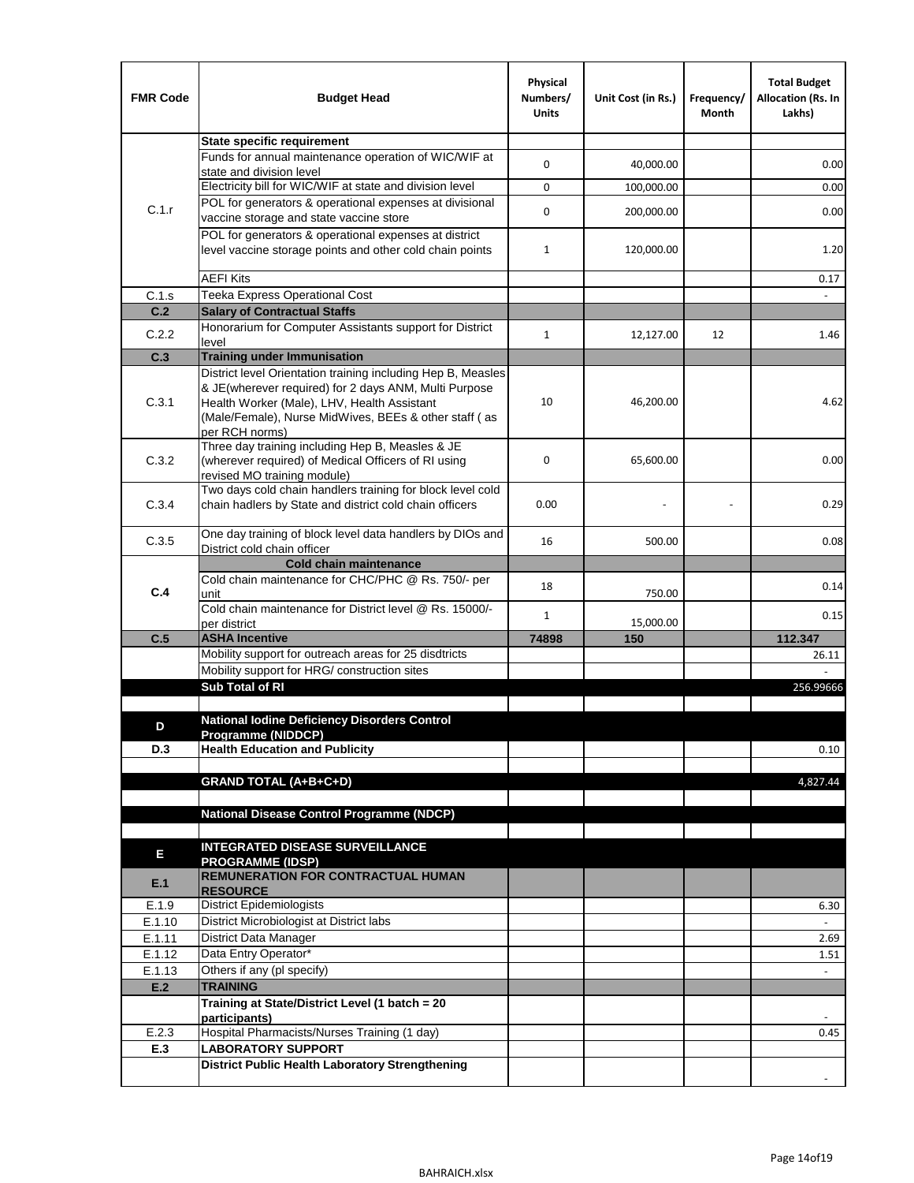| FMR Code | Budget Head | Physical Numbers/ Units | Unit Cost (in Rs.) | Frequency/ Month | Total Budget Allocation (Rs. In Lakhs) |
|---|---|---|---|---|---|
| C.1.r | **State specific requirement** | | | | |
| | Funds for annual maintenance operation of WIC/WIF at state and division level | 0 | 40,000.00 | | 0.00 |
| | Electricity bill for WIC/WIF at state and division level | 0 | 100,000.00 | | 0.00 |
| | POL for generators & operational expenses at divisional vaccine storage and state vaccine store | 0 | 200,000.00 | | 0.00 |
| | POL for generators & operational expenses at district level vaccine storage points and other cold chain points | 1 | 120,000.00 | | 1.20 |
| | AEFI Kits | | | | 0.17 |
| C.1.s | Teeka Express Operational Cost | | | | - |
| **C.2** | **Salary of Contractual Staffs** | | | | |
| C.2.2 | Honorarium for Computer Assistants support for District level | 1 | 12,127.00 | 12 | 1.46 |
| **C.3** | **Training under Immunisation** | | | | |
| C.3.1 | District level Orientation training including Hep B, Measles & JE(wherever required) for 2 days ANM, Multi Purpose Health Worker (Male), LHV, Health Assistant (Male/Female), Nurse MidWives, BEEs & other staff ( as per RCH norms) | 10 | 46,200.00 | | 4.62 |
| C.3.2 | Three day training including Hep B, Measles & JE (wherever required) of Medical Officers of RI using revised MO training module) | 0 | 65,600.00 | | 0.00 |
| C.3.4 | Two days cold chain handlers training for block level cold chain hadlers by State and district cold chain officers | 0.00 | - | - | 0.29 |
| C.3.5 | One day training of block level data handlers by DIOs and District cold chain officer | 16 | 500.00 | | 0.08 |
| **C.4** | **Cold chain maintenance** | | | | |
| | Cold chain maintenance for CHC/PHC @ Rs. 750/- per unit | 18 | 750.00 | | 0.14 |
| | Cold chain maintenance for District level @ Rs. 15000/- per district | 1 | 15,000.00 | | 0.15 |
| **C.5** | **ASHA Incentive** | **74898** | **150** | | **112.347** |
| | Mobility support for outreach areas for 25 disdtricts | | | | 26.11 |
| | Mobility support for HRG/ construction sites | | | | - |
| | **Sub Total of RI** | | | | 256.99666 |
| | | | | | |
| **D** | **National Iodine Deficiency Disorders Control Programme (NIDDCP)** | | | | |
| **D.3** | **Health Education and Publicity** | | | | 0.10 |
| | | | | | |
| | **GRAND TOTAL (A+B+C+D)** | | | | 4,827.44 |
| | | | | | |
| | **National Disease Control Programme (NDCP)** | | | | |
| | | | | | |
| **E** | **INTEGRATED DISEASE SURVEILLANCE PROGRAMME (IDSP)** | | | | |
| **E.1** | **REMUNERATION FOR CONTRACTUAL HUMAN RESOURCE** | | | | |
| E.1.9 | District Epidemiologists | | | | 6.30 |
| E.1.10 | District Microbiologist at District labs | | | | - |
| E.1.11 | District Data Manager | | | | 2.69 |
| E.1.12 | Data Entry Operator* | | | | 1.51 |
| E.1.13 | Others if any (pl specify) | | | | - |
| **E.2** | **TRAINING** | | | | |
| | **Training at State/District Level (1 batch = 20 participants)** | | | | - |
| E.2.3 | Hospital Pharmacists/Nurses Training (1 day) | | | | 0.45 |
| **E.3** | **LABORATORY SUPPORT** | | | | |
| | **District Public Health Laboratory Strengthening** | | | | - |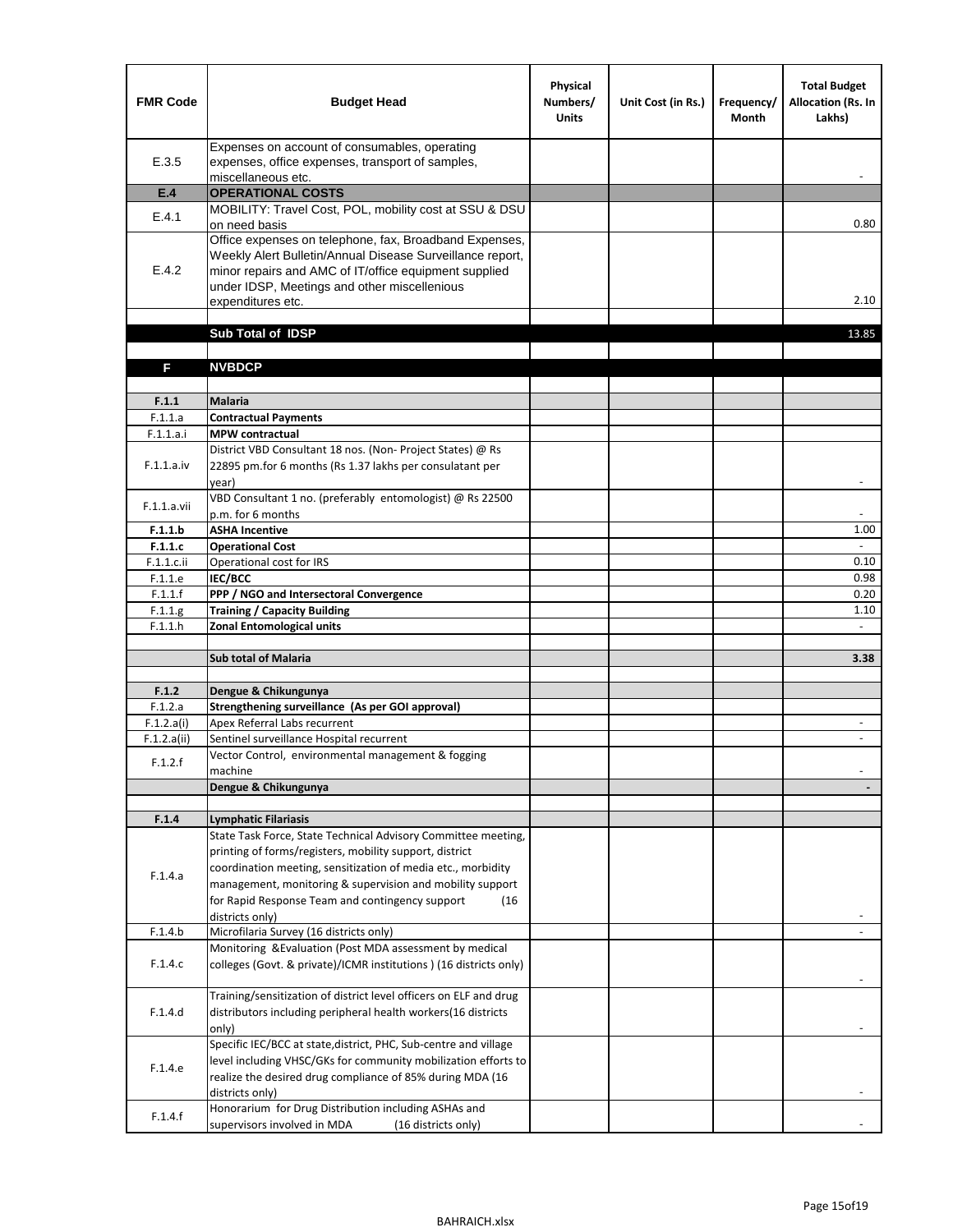| FMR Code | Budget Head | Physical Numbers/ Units | Unit Cost (in Rs.) | Frequency/ Month | Total Budget Allocation (Rs. In Lakhs) |
|---|---|---|---|---|---|
| E.3.5 | Expenses on account of consumables, operating expenses, office expenses, transport of samples, miscellaneous etc. | | | | - |
| **E.4** | **OPERATIONAL COSTS** | | | | |
| E.4.1 | MOBILITY: Travel Cost, POL, mobility cost at SSU & DSU on need basis | | | | 0.80 |
| E.4.2 | Office expenses on telephone, fax, Broadband Expenses, Weekly Alert Bulletin/Annual Disease Surveillance report, minor repairs and AMC of IT/office equipment supplied under IDSP, Meetings and other miscellenious expenditures etc. | | | | 2.10 |
| | | | | | |
| | **Sub Total of IDSP** | | | | 13.85 |
| | | | | | |
| **F** | **NVBDCP** | | | | |
| | | | | | |
| **F.1.1** | **Malaria** | | | | |
| F.1.1.a | **Contractual Payments** | | | | |
| F.1.1.a.i | **MPW contractual** | | | | |
| F.1.1.a.iv | District VBD Consultant 18 nos. (Non- Project States) @ Rs 22895 pm.for 6 months (Rs 1.37 lakhs per consulatant per year) | | | | - |
| F.1.1.a.vii | VBD Consultant 1 no. (preferably entomologist) @ Rs 22500 p.m. for 6 months | | | | - |
| **F.1.1.b** | **ASHA Incentive** | | | | 1.00 |
| **F.1.1.c** | **Operational Cost** | | | | - |
| F.1.1.c.ii | Operational cost for IRS | | | | 0.10 |
| F.1.1.e | **IEC/BCC** | | | | 0.98 |
| F.1.1.f | **PPP / NGO and Intersectoral Convergence** | | | | 0.20 |
| F.1.1.g | **Training / Capacity Building** | | | | 1.10 |
| F.1.1.h | **Zonal Entomological units** | | | | - |
| | | | | | |
| | **Sub total of Malaria** | | | | **3.38** |
| | | | | | |
| **F.1.2** | **Dengue & Chikungunya** | | | | |
| F.1.2.a | **Strengthening surveillance (As per GOI approval)** | | | | |
| F.1.2.a(i) | Apex Referral Labs recurrent | | | | - |
| F.1.2.a(ii) | Sentinel surveillance Hospital recurrent | | | | - |
| F.1.2.f | Vector Control, environmental management & fogging machine | | | | - |
| | **Dengue & Chikungunya** | | | | **-** |
| | | | | | |
| **F.1.4** | **Lymphatic Filariasis** | | | | |
| F.1.4.a | State Task Force, State Technical Advisory Committee meeting, printing of forms/registers, mobility support, district coordination meeting, sensitization of media etc., morbidity management, monitoring & supervision and mobility support for Rapid Response Team and contingency support (16 districts only) | | | | - |
| F.1.4.b | Microfilaria Survey (16 districts only) | | | | - |
| F.1.4.c | Monitoring &Evaluation (Post MDA assessment by medical colleges (Govt. & private)/ICMR institutions ) (16 districts only) | | | | - |
| F.1.4.d | Training/sensitization of district level officers on ELF and drug distributors including peripheral health workers(16 districts only) | | | | - |
| F.1.4.e | Specific IEC/BCC at state,district, PHC, Sub-centre and village level including VHSC/GKs for community mobilization efforts to realize the desired drug compliance of 85% during MDA (16 districts only) | | | | - |
| F.1.4.f | Honorarium for Drug Distribution including ASHAs and supervisors involved in MDA (16 districts only) | | | | - |

BAHRAICH.xlsx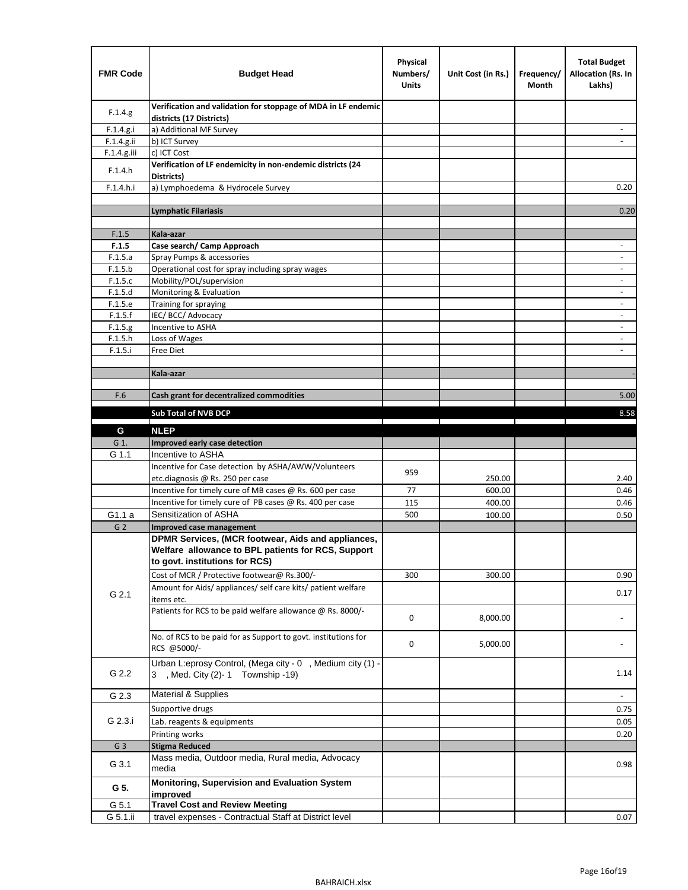| FMR Code | Budget Head | Physical Numbers/ Units | Unit Cost (in Rs.) | Frequency/ Month | Total Budget Allocation (Rs. In Lakhs) |
|---|---|---|---|---|---|
| F.1.4.g | **Verification and validation for stoppage of MDA in LF endemic districts (17 Districts)** | | | | |
| F.1.4.g.i | a) Additional MF Survey | | | | - |
| F.1.4.g.ii | b) ICT Survey | | | | - |
| F.1.4.g.iii | c) ICT Cost | | | | |
| F.1.4.h | **Verification of LF endemicity in non-endemic districts (24 Districts)** | | | | |
| F.1.4.h.i | a) Lymphoedema & Hydrocele Survey | | | | 0.20 |
| | | | | | |
| | **Lymphatic Filariasis** | | | | 0.20 |
| | | | | | |
| F.1.5 | **Kala-azar** | | | | |
| **F.1.5** | **Case search/ Camp Approach** | | | | - |
| F.1.5.a | Spray Pumps & accessories | | | | - |
| F.1.5.b | Operational cost for spray including spray wages | | | | - |
| F.1.5.c | Mobility/POL/supervision | | | | - |
| F.1.5.d | Monitoring & Evaluation | | | | - |
| F.1.5.e | Training for spraying | | | | - |
| F.1.5.f | IEC/ BCC/ Advocacy | | | | - |
| F.1.5.g | Incentive to ASHA | | | | - |
| F.1.5.h | Loss of Wages | | | | - |
| F.1.5.i | Free Diet | | | | - |
| | | | | | |
| | **Kala-azar** | | | | - |
| | | | | | |
| F.6 | **Cash grant for decentralized commodities** | | | | 5.00 |
| | **Sub Total of NVB DCP** | | | | 8.58 |
| **G** | **NLEP** | | | | |
| G 1. | **Improved early case detection** | | | | |
| G 1.1 | Incentive to ASHA | | | | |
| | Incentive for Case detection by ASHA/AWW/Volunteers etc.diagnosis @ Rs. 250 per case | 959 | 250.00 | | 2.40 |
| | Incentive for timely cure of MB cases @ Rs. 600 per case | 77 | 600.00 | | 0.46 |
| | Incentive for timely cure of PB cases @ Rs. 400 per case | 115 | 400.00 | | 0.46 |
| G1.1 a | Sensitization of ASHA | 500 | 100.00 | | 0.50 |
| G 2 | **Improved case management** | | | | |
| G 2.1 | **DPMR Services, (MCR footwear, Aids and appliances, Welfare allowance to BPL patients for RCS, Support to govt. institutions for RCS)** | | | | |
| | Cost of MCR / Protective footwear@ Rs.300/- | 300 | 300.00 | | 0.90 |
| | Amount for Aids/ appliances/ self care kits/ patient welfare items etc. | | | | 0.17 |
| | Patients for RCS to be paid welfare allowance @ Rs. 8000/- | 0 | 8,000.00 | | - |
| | No. of RCS to be paid for as Support to govt. institutions for RCS @5000/- | 0 | 5,000.00 | | - |
| G 2.2 | Urban L:eprosy Control, (Mega city - 0 , Medium city (1) - 3 , Med. City (2)- 1 Township -19) | | | | 1.14 |
| G 2.3 | Material & Supplies | | | | - |
| G 2.3.i | Supportive drugs | | | | 0.75 |
| | Lab. reagents & equipments | | | | 0.05 |
| | Printing works | | | | 0.20 |
| G 3 | **Stigma Reduced** | | | | |
| G 3.1 | Mass media, Outdoor media, Rural media, Advocacy media | | | | 0.98 |
| **G 5.** | **Monitoring, Supervision and Evaluation System improved** | | | | |
| G 5.1 | **Travel Cost and Review Meeting** | | | | |
| G 5.1.ii | travel expenses - Contractual Staff at District level | | | | 0.07 |

BAHRAICH.xlsx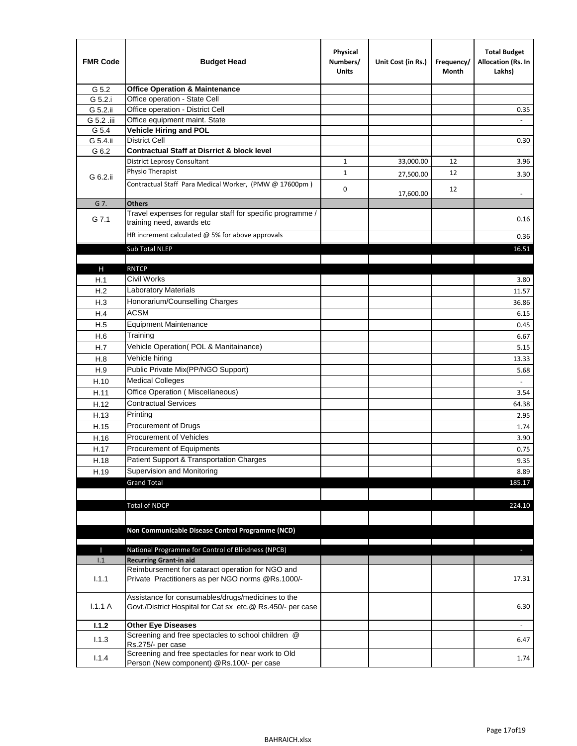| FMR Code | Budget Head | Physical Numbers/ Units | Unit Cost (in Rs.) | Frequency/ Month | Total Budget Allocation (Rs. In Lakhs) |
|---|---|---|---|---|---|
| G 5.2 | **Office Operation & Maintenance** | | | | |
| G 5.2.i | Office operation - State Cell | | | | |
| G 5.2.ii | Office operation - District Cell | | | | 0.35 |
| G 5.2 .iii | Office equipment maint. State | | | | - |
| G 5.4 | **Vehicle Hiring and POL** | | | | |
| G 5.4.ii | District Cell | | | | 0.30 |
| G 6.2 | **Contractual Staff at Disrrict & block level** | | | | |
| G 6.2.ii | District Leprosy Consultant | 1 | 33,000.00 | 12 | 3.96 |
| | Physio Therapist | 1 | 27,500.00 | 12 | 3.30 |
| | Contractual Staff Para Medical Worker, (PMW @ 17600pm ) | 0 | 17,600.00 | 12 | - |
| G 7. | **Others** | | | | |
| G 7.1 | Travel expenses for regular staff for specific programme / training need, awards etc | | | | 0.16 |
| | HR increment calculated @ 5% for above approvals | | | | 0.36 |
| | Sub Total NLEP | | | | 16.51 |
| | | | | | |
| H | RNTCP | | | | |
| H.1 | Civil Works | | | | 3.80 |
| H.2 | Laboratory Materials | | | | 11.57 |
| H.3 | Honorarium/Counselling Charges | | | | 36.86 |
| H.4 | ACSM | | | | 6.15 |
| H.5 | Equipment Maintenance | | | | 0.45 |
| H.6 | Training | | | | 6.67 |
| H.7 | Vehicle Operation( POL & Manitainance) | | | | 5.15 |
| H.8 | Vehicle hiring | | | | 13.33 |
| H.9 | Public Private Mix(PP/NGO Support) | | | | 5.68 |
| H.10 | Medical Colleges | | | | - |
| H.11 | Office Operation ( Miscellaneous) | | | | 3.54 |
| H.12 | Contractual Services | | | | 64.38 |
| H.13 | Printing | | | | 2.95 |
| H.15 | Procurement of Drugs | | | | 1.74 |
| H.16 | Procurement of Vehicles | | | | 3.90 |
| H.17 | Procurement of Equipments | | | | 0.75 |
| H.18 | Patient Support & Transportation Charges | | | | 9.35 |
| H.19 | Supervision and Monitoring | | | | 8.89 |
| | Grand Total | | | | 185.17 |
| | | | | | |
| | Total of NDCP | | | | 224.10 |
| | | | | | |
| | **Non Communicable Disease Control Programme (NCD)** | | | | |
| | | | | | |
| I | National Programme for Control of Blindness (NPCB) | | | | - |
| I.1 | **Recurring Grant-in aid** | | | | - |
| I.1.1 | Reimbursement for cataract operation for NGO and Private Practitioners as per NGO norms @Rs.1000/- | | | | 17.31 |
| I.1.1 A | Assistance for consumables/drugs/medicines to the Govt./District Hospital for Cat sx etc.@ Rs.450/- per case | | | | 6.30 |
| **I.1.2** | **Other Eye Diseases** | | | | - |
| I.1.3 | Screening and free spectacles to school children @ Rs.275/- per case | | | | 6.47 |
| I.1.4 | Screening and free spectacles for near work to Old Person (New component) @Rs.100/- per case | | | | 1.74 |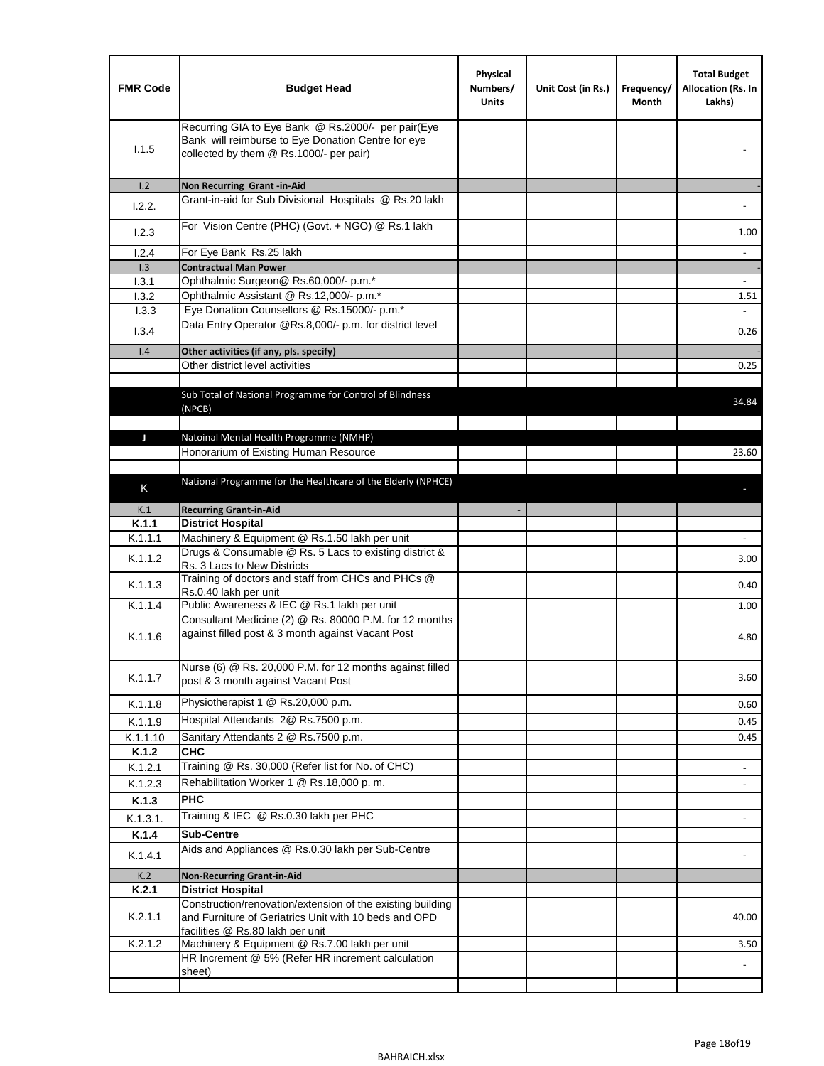| FMR Code | Budget Head | Physical Numbers/ Units | Unit Cost (in Rs.) | Frequency/ Month | Total Budget Allocation (Rs. In Lakhs) |
|---|---|---|---|---|---|
| I.1.5 | Recurring GIA to Eye Bank @ Rs.2000/- per pair(Eye Bank will reimburse to Eye Donation Centre for eye collected by them @ Rs.1000/- per pair) | | | | - |
| I.2 | **Non Recurring Grant -in-Aid** | | | | - |
| I.2.2. | Grant-in-aid for Sub Divisional Hospitals @ Rs.20 lakh | | | | - |
| I.2.3 | For Vision Centre (PHC) (Govt. + NGO) @ Rs.1 lakh | | | | 1.00 |
| I.2.4 | For Eye Bank Rs.25 lakh | | | | - |
| I.3 | **Contractual Man Power** | | | | - |
| I.3.1 | Ophthalmic Surgeon@ Rs.60,000/- p.m.* | | | | - |
| I.3.2 | Ophthalmic Assistant @ Rs.12,000/- p.m.* | | | | 1.51 |
| I.3.3 | Eye Donation Counsellors @ Rs.15000/- p.m.* | | | | - |
| I.3.4 | Data Entry Operator @Rs.8,000/- p.m. for district level | | | | 0.26 |
| I.4 | **Other activities (if any, pls. specify)** | | | | - |
| | Other district level activities | | | | 0.25 |
| | | | | | |
| | Sub Total of National Programme for Control of Blindness (NPCB) | | | | 34.84 |
| | | | | | |
| J | Natoinal Mental Health Programme (NMHP) | | | | |
| | Honorarium of Existing Human Resource | | | | 23.60 |
| | | | | | |
| K | National Programme for the Healthcare of the Elderly (NPHCE) | | | | - |
| K.1 | **Recurring Grant-in-Aid** | - | | | |
| **K.1.1** | **District Hospital** | | | | |
| K.1.1.1 | Machinery & Equipment @ Rs.1.50 lakh per unit | | | | - |
| K.1.1.2 | Drugs & Consumable @ Rs. 5 Lacs to existing district & Rs. 3 Lacs to New Districts | | | | 3.00 |
| K.1.1.3 | Training of doctors and staff from CHCs and PHCs @ Rs.0.40 lakh per unit | | | | 0.40 |
| K.1.1.4 | Public Awareness & IEC @ Rs.1 lakh per unit | | | | 1.00 |
| K.1.1.6 | Consultant Medicine (2) @ Rs. 80000 P.M. for 12 months against filled post & 3 month against Vacant Post | | | | 4.80 |
| K.1.1.7 | Nurse (6) @ Rs. 20,000 P.M. for 12 months against filled post & 3 month against Vacant Post | | | | 3.60 |
| K.1.1.8 | Physiotherapist 1 @ Rs.20,000 p.m. | | | | 0.60 |
| K.1.1.9 | Hospital Attendants 2@ Rs.7500 p.m. | | | | 0.45 |
| K.1.1.10 | Sanitary Attendants 2 @ Rs.7500 p.m. | | | | 0.45 |
| **K.1.2** | **CHC** | | | | |
| K.1.2.1 | Training @ Rs. 30,000 (Refer list for No. of CHC) | | | | - |
| K.1.2.3 | Rehabilitation Worker 1 @ Rs.18,000 p. m. | | | | - |
| **K.1.3** | **PHC** | | | | |
| K.1.3.1. | Training & IEC @ Rs.0.30 lakh per PHC | | | | - |
| **K.1.4** | **Sub-Centre** | | | | |
| K.1.4.1 | Aids and Appliances @ Rs.0.30 lakh per Sub-Centre | | | | - |
| K.2 | **Non-Recurring Grant-in-Aid** | | | | |
| **K.2.1** | **District Hospital** | | | | |
| K.2.1.1 | Construction/renovation/extension of the existing building and Furniture of Geriatrics Unit with 10 beds and OPD facilities @ Rs.80 lakh per unit | | | | 40.00 |
| K.2.1.2 | Machinery & Equipment @ Rs.7.00 lakh per unit | | | | 3.50 |
| | HR Increment @ 5% (Refer HR increment calculation sheet) | | | | - |
| | | | | | |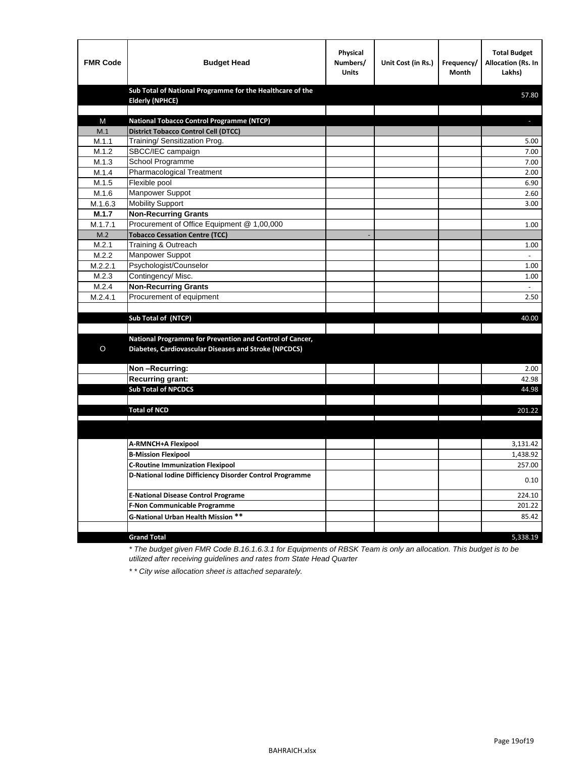| FMR Code | Budget Head | Physical Numbers/ Units | Unit Cost (in Rs.) | Frequency/ Month | Total Budget Allocation (Rs. In Lakhs) |
|---|---|---|---|---|---|
| | **Sub Total of National Programme for the Healthcare of the Elderly (NPHCE)** | | | | 57.80 |
| | | | | | |
| M | **National Tobacco Control Programme (NTCP)** | | | | - |
| M.1 | **District Tobacco Control Cell (DTCC)** | | | | |
| M.1.1 | Training/ Sensitization Prog. | | | | 5.00 |
| M.1.2 | SBCC/IEC campaign | | | | 7.00 |
| M.1.3 | School Programme | | | | 7.00 |
| M.1.4 | Pharmacological Treatment | | | | 2.00 |
| M.1.5 | Flexible pool | | | | 6.90 |
| M.1.6 | Manpower Suppot | | | | 2.60 |
| M.1.6.3 | Mobility Support | | | | 3.00 |
| **M.1.7** | **Non-Recurring Grants** | | | | |
| M.1.7.1 | Procurement of Office Equipment @ 1,00,000 | | | | 1.00 |
| M.2 | **Tobacco Cessation Centre (TCC)** | - | | | |
| M.2.1 | Training & Outreach | | | | 1.00 |
| M.2.2 | Manpower Suppot | | | | - |
| M.2.2.1 | Psychologist/Counselor | | | | 1.00 |
| M.2.3 | Contingency/ Misc. | | | | 1.00 |
| M.2.4 | **Non-Recurring Grants** | | | | - |
| M.2.4.1 | Procurement of equipment | | | | 2.50 |
| | | | | | |
| | **Sub Total of (NTCP)** | | | | 40.00 |
| | | | | | |
| O | **National Programme for Prevention and Control of Cancer, Diabetes, Cardiovascular Diseases and Stroke (NPCDCS)** | | | | |
| | **Non –Recurring:** | | | | 2.00 |
| | **Recurring grant:** | | | | 42.98 |
| | **Sub Total of NPCDCS** | | | | 44.98 |
| | | | | | |
| | **Total of NCD** | | | | 201.22 |
| | | | | | |
| | **A-RMNCH+A Flexipool** | | | | 3,131.42 |
| | **B-Mission Flexipool** | | | | 1,438.92 |
| | **C-Routine Immunization Flexipool** | | | | 257.00 |
| | **D-National Iodine Difficiency Disorder Control Programme** | | | | 0.10 |
| | **E-National Disease Control Programe** | | | | 224.10 |
| | **F-Non Communicable Programme** | | | | 201.22 |
| | **G-National Urban Health Mission \*\*** | | | | 85.42 |
| | | | | | |
| | **Grand Total** | | | | 5,338.19 |

*\* The budget given FMR Code B.16.1.6.3.1 for Equipments of RBSK Team is only an allocation. This budget is to be utilized after receiving guidelines and rates from State Head Quarter*

*\* \* City wise allocation sheet is attached separately.*